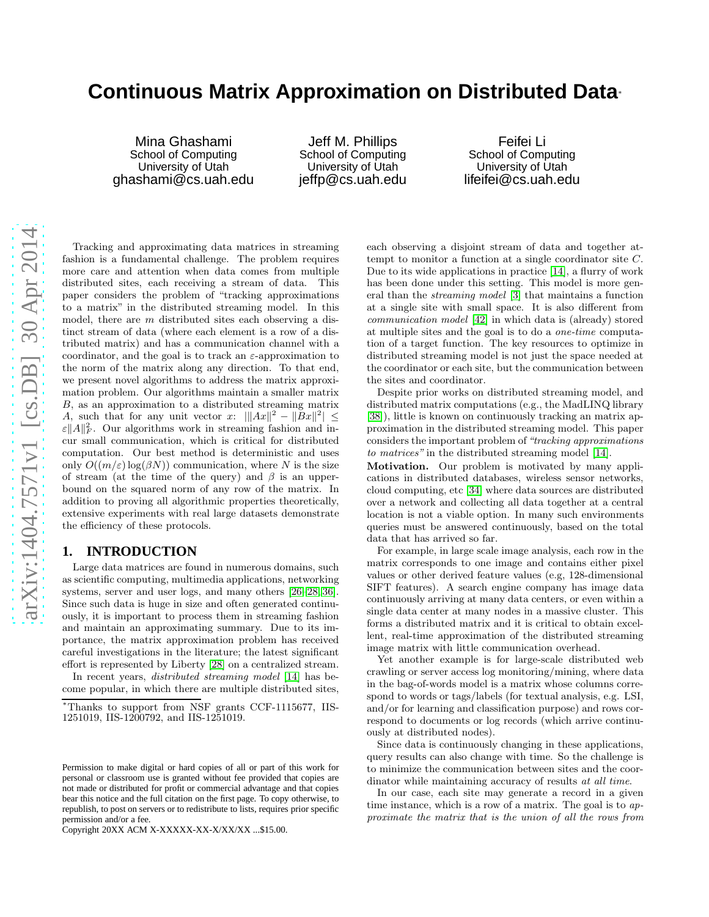# Continuous Matrix Approximation on Distributed Data*

Mina Ghashami
School of Computing
University of Utah
ghashami@cs.uah.edu

Jeff M. Phillips
School of Computing
University of Utah
jeffp@cs.uah.edu

Feifei Li
School of Computing
University of Utah
lifeifei@cs.uah.edu

Tracking and approximating data matrices in streaming fashion is a fundamental challenge. The problem requires more care and attention when data comes from multiple distributed sites, each receiving a stream of data. This paper considers the problem of "tracking approximations to a matrix" in the distributed streaming model. In this model, there are $m$ distributed sites each observing a distinct stream of data (where each element is a row of a distributed matrix) and has a communication channel with a coordinator, and the goal is to track an $\varepsilon$-approximation to the norm of the matrix along any direction. To that end, we present novel algorithms to address the matrix approximation problem. Our algorithms maintain a smaller matrix $B$, as an approximation to a distributed streaming matrix $A$, such that for any unit vector $x$: $|\|Ax\|^2 - \|Bx\|^2| \leq \varepsilon\|A\|_F^2$. Our algorithms work in streaming fashion and incur small communication, which is critical for distributed computation. Our best method is deterministic and uses only $O((m/\varepsilon)\log(\beta N))$ communication, where $N$ is the size of stream (at the time of the query) and $\beta$ is an upper-bound on the squared norm of any row of the matrix. In addition to proving all algorithmic properties theoretically, extensive experiments with real large datasets demonstrate the efficiency of these protocols.

## 1. INTRODUCTION

Large data matrices are found in numerous domains, such as scientific computing, multimedia applications, networking systems, server and user logs, and many others [26–28, 36]. Since such data is huge in size and often generated continuously, it is important to process them in streaming fashion and maintain an approximating summary. Due to its importance, the matrix approximation problem has received careful investigations in the literature; the latest significant effort is represented by Liberty [28] on a centralized stream.

In recent years, *distributed streaming model* [14] has become popular, in which there are multiple distributed sites, each observing a disjoint stream of data and together attempt to monitor a function at a single coordinator site $C$. Due to its wide applications in practice [14], a flurry of work has been done under this setting. This model is more general than the *streaming model* [3] that maintains a function at a single site with small space. It is also different from *communication model* [42] in which data is (already) stored at multiple sites and the goal is to do a *one-time* computation of a target function. The key resources to optimize in distributed streaming model is not just the space needed at the coordinator or each site, but the communication between the sites and coordinator.

Despite prior works on distributed streaming model, and distributed matrix computations (e.g., the MadLINQ library [38]), little is known on continuously tracking an matrix approximation in the distributed streaming model. This paper considers the important problem of *"tracking approximations to matrices"* in the distributed streaming model [14].

**Motivation.** Our problem is motivated by many applications in distributed databases, wireless sensor networks, cloud computing, etc [34] where data sources are distributed over a network and collecting all data together at a central location is not a viable option. In many such environments queries must be answered continuously, based on the total data that has arrived so far.

For example, in large scale image analysis, each row in the matrix corresponds to one image and contains either pixel values or other derived feature values (e.g, 128-dimensional SIFT features). A search engine company has image data continuously arriving at many data centers, or even within a single data center at many nodes in a massive cluster. This forms a distributed matrix and it is critical to obtain excellent, real-time approximation of the distributed streaming image matrix with little communication overhead.

Yet another example is for large-scale distributed web crawling or server access log monitoring/mining, where data in the bag-of-words model is a matrix whose columns correspond to words or tags/labels (for textual analysis, e.g. LSI, and/or for learning and classification purpose) and rows correspond to documents or log records (which arrive continuously at distributed nodes).

Since data is continuously changing in these applications, query results can also change with time. So the challenge is to minimize the communication between sites and the coordinator while maintaining accuracy of results *at all time*.

In our case, each site may generate a record in a given time instance, which is a row of a matrix. The goal is to *approximate the matrix that is the union of all the rows from*

*Thanks to support from NSF grants CCF-1115677, IIS-1251019, IIS-1200792, and IIS-1251019.

Permission to make digital or hard copies of all or part of this work for personal or classroom use is granted without fee provided that copies are not made or distributed for profit or commercial advantage and that copies bear this notice and the full citation on the first page. To copy otherwise, to republish, to post on servers or to redistribute to lists, requires prior specific permission and/or a fee.
Copyright 20XX ACM X-XXXXX-XX-X/XX/XX ...$15.00.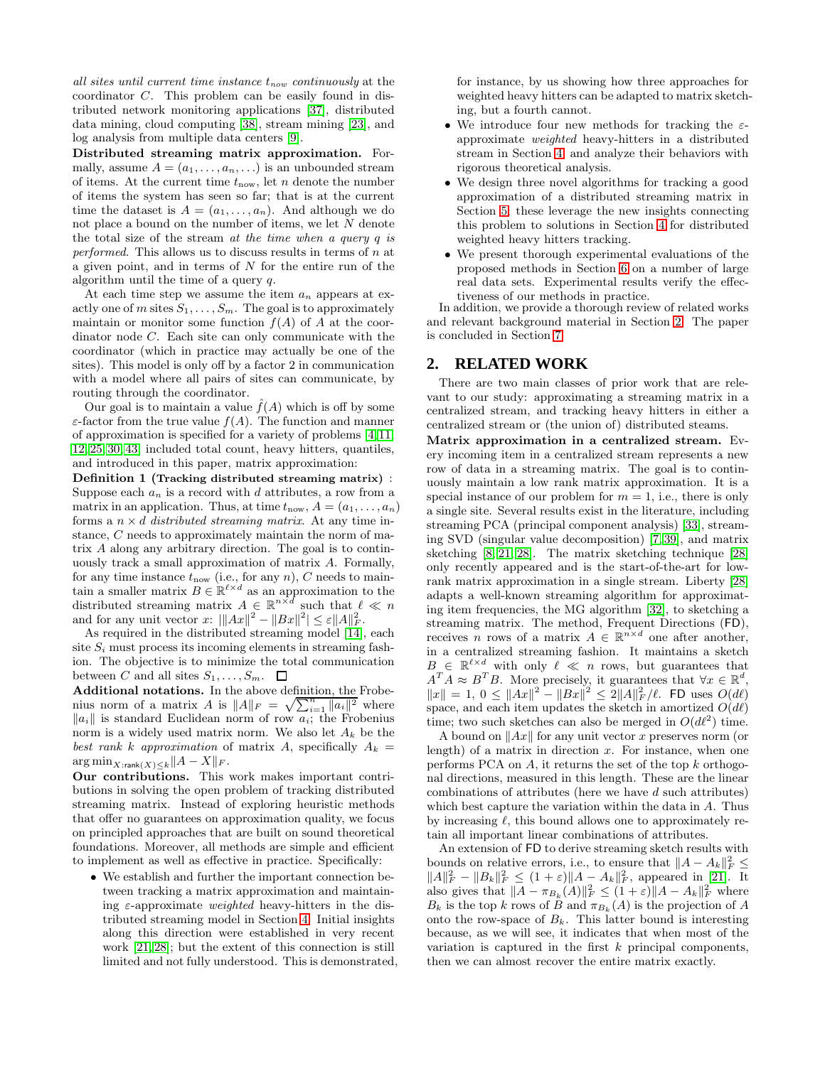*all sites until current time instance $t_{now}$ continuously* at the coordinator $C$. This problem can be easily found in distributed network monitoring applications [37], distributed data mining, cloud computing [38], stream mining [23], and log analysis from multiple data centers [9].

**Distributed streaming matrix approximation.** Formally, assume $A = (a_1, \ldots, a_n, \ldots)$ is an unbounded stream of items. At the current time $t_{\text{now}}$, let $n$ denote the number of items the system has seen so far; that is at the current time the dataset is $A = (a_1, \ldots, a_n)$. And although we do not place a bound on the number of items, we let $N$ denote the total size of the stream *at the time when a query $q$ is performed*. This allows us to discuss results in terms of $n$ at a given point, and in terms of $N$ for the entire run of the algorithm until the time of a query $q$.

At each time step we assume the item $a_n$ appears at exactly one of $m$ sites $S_1, \ldots, S_m$. The goal is to approximately maintain or monitor some function $f(A)$ of $A$ at the coordinator node $C$. Each site can only communicate with the coordinator (which in practice may actually be one of the sites). This model is only off by a factor 2 in communication with a model where all pairs of sites can communicate, by routing through the coordinator.

Our goal is to maintain a value $\hat{f}(A)$ which is off by some $\varepsilon$-factor from the true value $f(A)$. The function and manner of approximation is specified for a variety of problems [4, 11, 12, 25, 30, 43] included total count, heavy hitters, quantiles, and introduced in this paper, matrix approximation:

**Definition 1 (Tracking distributed streaming matrix)** : Suppose each $a_n$ is a record with $d$ attributes, a row from a matrix in an application. Thus, at time $t_{\text{now}}$, $A = (a_1, \ldots, a_n)$ forms a $n \times d$ *distributed streaming matrix*. At any time instance, $C$ needs to approximately maintain the norm of matrix $A$ along any arbitrary direction. The goal is to continuously track a small approximation of matrix $A$. Formally, for any time instance $t_{\text{now}}$ (i.e., for any $n$), $C$ needs to maintain a smaller matrix $B \in \mathbb{R}^{\ell \times d}$ as an approximation to the distributed streaming matrix $A \in \mathbb{R}^{n \times d}$ such that $\ell \ll n$ and for any unit vector $x$: $|\|Ax\|^2 - \|Bx\|^2| \leq \varepsilon \|A\|_F^2$.

As required in the distributed streaming model [14], each site $S_i$ must process its incoming elements in streaming fashion. The objective is to minimize the total communication between $C$ and all sites $S_1, \ldots, S_m$. □

**Additional notations.** In the above definition, the Frobenius norm of a matrix $A$ is $\|A\|_F = \sqrt{\sum_{i=1}^{n} \|a_i\|^2}$ where $\|a_i\|$ is standard Euclidean norm of row $a_i$; the Frobenius norm is a widely used matrix norm. We also let $A_k$ be the *best rank $k$ approximation* of matrix $A$, specifically $A_k = \arg\min_{X:\mathsf{rank}(X) \leq k} \|A - X\|_F$.

**Our contributions.** This work makes important contributions in solving the open problem of tracking distributed streaming matrix. Instead of exploring heuristic methods that offer no guarantees on approximation quality, we focus on principled approaches that are built on sound theoretical foundations. Moreover, all methods are simple and efficient to implement as well as effective in practice. Specifically:

- We establish and further the important connection between tracking a matrix approximation and maintaining $\varepsilon$-approximate *weighted* heavy-hitters in the distributed streaming model in Section 4. Initial insights along this direction were established in very recent work [21, 28]; but the extent of this connection is still limited and not fully understood. This is demonstrated, for instance, by us showing how three approaches for weighted heavy hitters can be adapted to matrix sketching, but a fourth cannot.
- We introduce four new methods for tracking the $\varepsilon$-approximate *weighted* heavy-hitters in a distributed stream in Section 4, and analyze their behaviors with rigorous theoretical analysis.
- We design three novel algorithms for tracking a good approximation of a distributed streaming matrix in Section 5; these leverage the new insights connecting this problem to solutions in Section 4 for distributed weighted heavy hitters tracking.
- We present thorough experimental evaluations of the proposed methods in Section 6 on a number of large real data sets. Experimental results verify the effectiveness of our methods in practice.

In addition, we provide a thorough review of related works and relevant background material in Section 2. The paper is concluded in Section 7.

## 2. RELATED WORK

There are two main classes of prior work that are relevant to our study: approximating a streaming matrix in a centralized stream, and tracking heavy hitters in either a centralized stream or (the union of) distributed steams.

**Matrix approximation in a centralized stream.** Every incoming item in a centralized stream represents a new row of data in a streaming matrix. The goal is to continuously maintain a low rank matrix approximation. It is a special instance of our problem for $m = 1$, i.e., there is only a single site. Several results exist in the literature, including streaming PCA (principal component analysis) [33], streaming SVD (singular value decomposition) [7, 39], and matrix sketching [8, 21, 28]. The matrix sketching technique [28] only recently appeared and is the start-of-the-art for low-rank matrix approximation in a single stream. Liberty [28] adapts a well-known streaming algorithm for approximating item frequencies, the MG algorithm [32], to sketching a streaming matrix. The method, Frequent Directions (FD), receives $n$ rows of a matrix $A \in \mathbb{R}^{n \times d}$ one after another, in a centralized streaming fashion. It maintains a sketch $B \in \mathbb{R}^{\ell \times d}$ with only $\ell \ll n$ rows, but guarantees that $A^T A \approx B^T B$. More precisely, it guarantees that $\forall x \in \mathbb{R}^d$, $\|x\| = 1$, $0 \leq \|Ax\|^2 - \|Bx\|^2 \leq 2\|A\|_F^2/\ell$. FD uses $O(d\ell)$ space, and each item updates the sketch in amortized $O(d\ell)$ time; two such sketches can also be merged in $O(d\ell^2)$ time.

A bound on $\|Ax\|$ for any unit vector $x$ preserves norm (or length) of a matrix in direction $x$. For instance, when one performs PCA on $A$, it returns the set of the top $k$ orthogonal directions, measured in this length. These are the linear combinations of attributes (here we have $d$ such attributes) which best capture the variation within the data in $A$. Thus by increasing $\ell$, this bound allows one to approximately retain all important linear combinations of attributes.

An extension of FD to derive streaming sketch results with bounds on relative errors, i.e., to ensure that $\|A - A_k\|_F^2 \leq \|A\|_F^2 - \|B_k\|_F^2 \leq (1+\varepsilon)\|A - A_k\|_F^2$, appeared in [21]. It also gives that $\|A - \pi_{B_k}(A)\|_F^2 \leq (1+\varepsilon)\|A - A_k\|_F^2$ where $B_k$ is the top $k$ rows of $B$ and $\pi_{B_k}(A)$ is the projection of $A$ onto the row-space of $B_k$. This latter bound is interesting because, as we will see, it indicates that when most of the variation is captured in the first $k$ principal components, then we can almost recover the entire matrix exactly.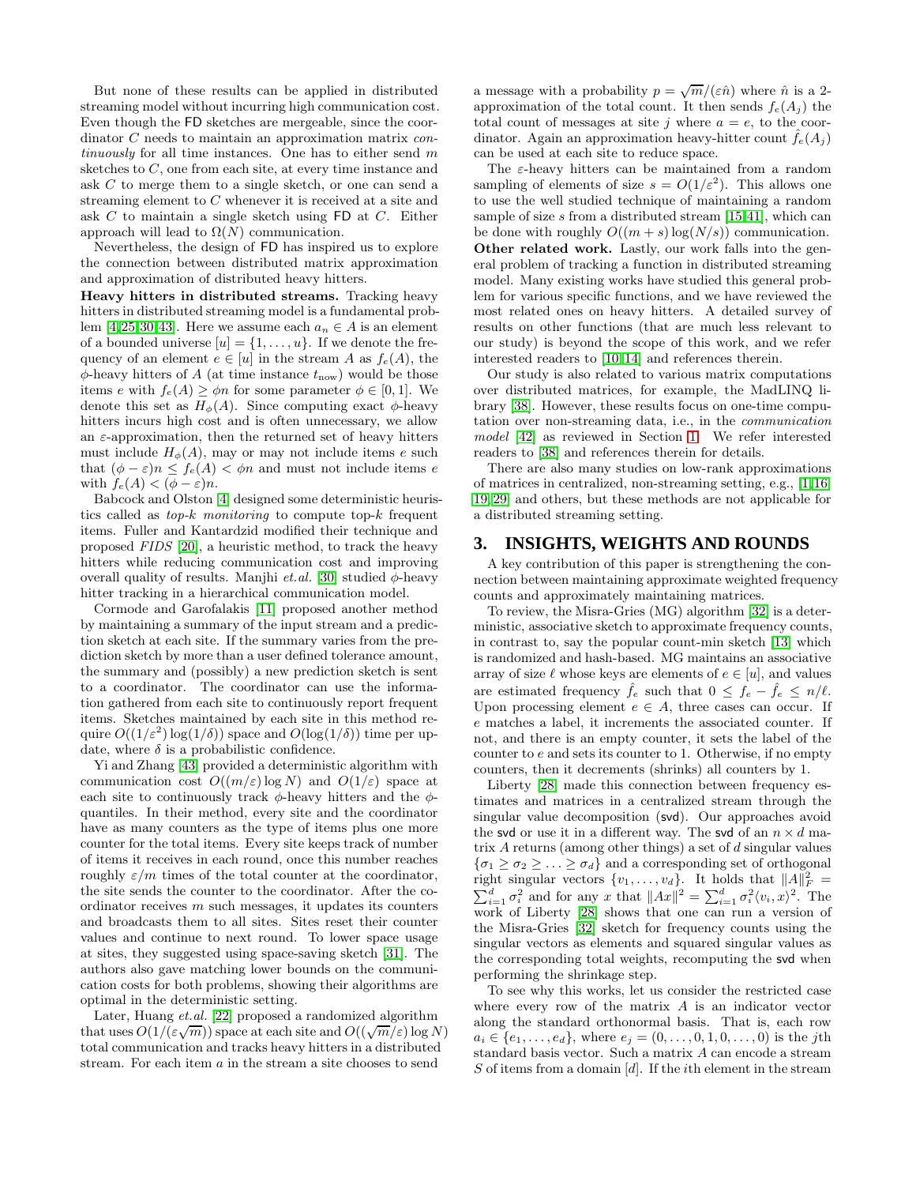But none of these results can be applied in distributed streaming model without incurring high communication cost. Even though the FD sketches are mergeable, since the coordinator $C$ needs to maintain an approximation matrix *continuously* for all time instances. One has to either send $m$ sketches to $C$, one from each site, at every time instance and ask $C$ to merge them to a single sketch, or one can send a streaming element to $C$ whenever it is received at a site and ask $C$ to maintain a single sketch using FD at $C$. Either approach will lead to $\Omega(N)$ communication.

Nevertheless, the design of FD has inspired us to explore the connection between distributed matrix approximation and approximation of distributed heavy hitters.

**Heavy hitters in distributed streams.** Tracking heavy hitters in distributed streaming model is a fundamental problem [4,25,30,43]. Here we assume each $a_n \in A$ is an element of a bounded universe $[u] = \{1, \ldots, u\}$. If we denote the frequency of an element $e \in [u]$ in the stream $A$ as $f_e(A)$, the $\phi$-heavy hitters of $A$ (at time instance $t_{\text{now}}$) would be those items $e$ with $f_e(A) \geq \phi n$ for some parameter $\phi \in [0, 1]$. We denote this set as $H_\phi(A)$. Since computing exact $\phi$-heavy hitters incurs high cost and is often unnecessary, we allow an $\varepsilon$-approximation, then the returned set of heavy hitters must include $H_\phi(A)$, may or may not include items $e$ such that $(\phi - \varepsilon)n \leq f_e(A) < \phi n$ and must not include items $e$ with $f_e(A) < (\phi - \varepsilon)n$.

Babcock and Olston [4] designed some deterministic heuristics called as *top-k monitoring* to compute top-$k$ frequent items. Fuller and Kantardzid modified their technique and proposed *FIDS* [20], a heuristic method, to track the heavy hitters while reducing communication cost and improving overall quality of results. Manjhi *et.al.* [30] studied $\phi$-heavy hitter tracking in a hierarchical communication model.

Cormode and Garofalakis [11] proposed another method by maintaining a summary of the input stream and a prediction sketch at each site. If the summary varies from the prediction sketch by more than a user defined tolerance amount, the summary and (possibly) a new prediction sketch is sent to a coordinator. The coordinator can use the information gathered from each site to continuously report frequent items. Sketches maintained by each site in this method require $O((1/\varepsilon^2) \log(1/\delta))$ space and $O(\log(1/\delta))$ time per update, where $\delta$ is a probabilistic confidence.

Yi and Zhang [43] provided a deterministic algorithm with communication cost $O((m/\varepsilon) \log N)$ and $O(1/\varepsilon)$ space at each site to continuously track $\phi$-heavy hitters and the $\phi$-quantiles. In their method, every site and the coordinator have as many counters as the type of items plus one more counter for the total items. Every site keeps track of number of items it receives in each round, once this number reaches roughly $\varepsilon/m$ times of the total counter at the coordinator, the site sends the counter to the coordinator. After the coordinator receives $m$ such messages, it updates its counters and broadcasts them to all sites. Sites reset their counter values and continue to next round. To lower space usage at sites, they suggested using space-saving sketch [31]. The authors also gave matching lower bounds on the communication costs for both problems, showing their algorithms are optimal in the deterministic setting.

Later, Huang *et.al.* [22] proposed a randomized algorithm that uses $O(1/(\varepsilon\sqrt{m}))$ space at each site and $O((\sqrt{m}/\varepsilon) \log N)$ total communication and tracks heavy hitters in a distributed stream. For each item $a$ in the stream a site chooses to send a message with a probability $p = \sqrt{m}/(\varepsilon \hat{n})$ where $\hat{n}$ is a 2-approximation of the total count. It then sends $f_e(A_j)$ the total count of messages at site $j$ where $a = e$, to the coordinator. Again an approximation heavy-hitter count $\hat{f}_e(A_j)$ can be used at each site to reduce space.

The $\varepsilon$-heavy hitters can be maintained from a random sampling of elements of size $s = O(1/\varepsilon^2)$. This allows one to use the well studied technique of maintaining a random sample of size $s$ from a distributed stream [15,41], which can be done with roughly $O((m + s) \log(N/s))$ communication.

**Other related work.** Lastly, our work falls into the general problem of tracking a function in distributed streaming model. Many existing works have studied this general problem for various specific functions, and we have reviewed the most related ones on heavy hitters. A detailed survey of results on other functions (that are much less relevant to our study) is beyond the scope of this work, and we refer interested readers to [10,14] and references therein.

Our study is also related to various matrix computations over distributed matrices, for example, the MadLINQ library [38]. However, these results focus on one-time computation over non-streaming data, i.e., in the *communication model* [42] as reviewed in Section 1. We refer interested readers to [38] and references therein for details.

There are also many studies on low-rank approximations of matrices in centralized, non-streaming setting, e.g., [1,16,19,29] and others, but these methods are not applicable for a distributed streaming setting.

## 3. INSIGHTS, WEIGHTS AND ROUNDS

A key contribution of this paper is strengthening the connection between maintaining approximate weighted frequency counts and approximately maintaining matrices.

To review, the Misra-Gries (MG) algorithm [32] is a deterministic, associative sketch to approximate frequency counts, in contrast to, say the popular count-min sketch [13] which is randomized and hash-based. MG maintains an associative array of size $\ell$ whose keys are elements of $e \in [u]$, and values are estimated frequency $\hat{f}_e$ such that $0 \leq f_e - \hat{f}_e \leq n/\ell$. Upon processing element $e \in A$, three cases can occur. If $e$ matches a label, it increments the associated counter. If not, and there is an empty counter, it sets the label of the counter to $e$ and sets its counter to 1. Otherwise, if no empty counters, then it decrements (shrinks) all counters by 1.

Liberty [28] made this connection between frequency estimates and matrices in a centralized stream through the singular value decomposition (svd). Our approaches avoid the svd or use it in a different way. The svd of an $n \times d$ matrix $A$ returns (among other things) a set of $d$ singular values $\{\sigma_1 \geq \sigma_2 \geq \ldots \geq \sigma_d\}$ and a corresponding set of orthogonal right singular vectors $\{v_1, \ldots, v_d\}$. It holds that $\|A\|_F^2 = \sum_{i=1}^d \sigma_i^2$ and for any $x$ that $\|Ax\|^2 = \sum_{i=1}^d \sigma_i^2 \langle v_i, x \rangle^2$. The work of Liberty [28] shows that one can run a version of the Misra-Gries [32] sketch for frequency counts using the singular vectors as elements and squared singular values as the corresponding total weights, recomputing the svd when performing the shrinkage step.

To see why this works, let us consider the restricted case where every row of the matrix $A$ is an indicator vector along the standard orthonormal basis. That is, each row $a_i \in \{e_1, \ldots, e_d\}$, where $e_j = (0, \ldots, 0, 1, 0, \ldots, 0)$ is the $j$th standard basis vector. Such a matrix $A$ can encode a stream $S$ of items from a domain $[d]$. If the $i$th element in the stream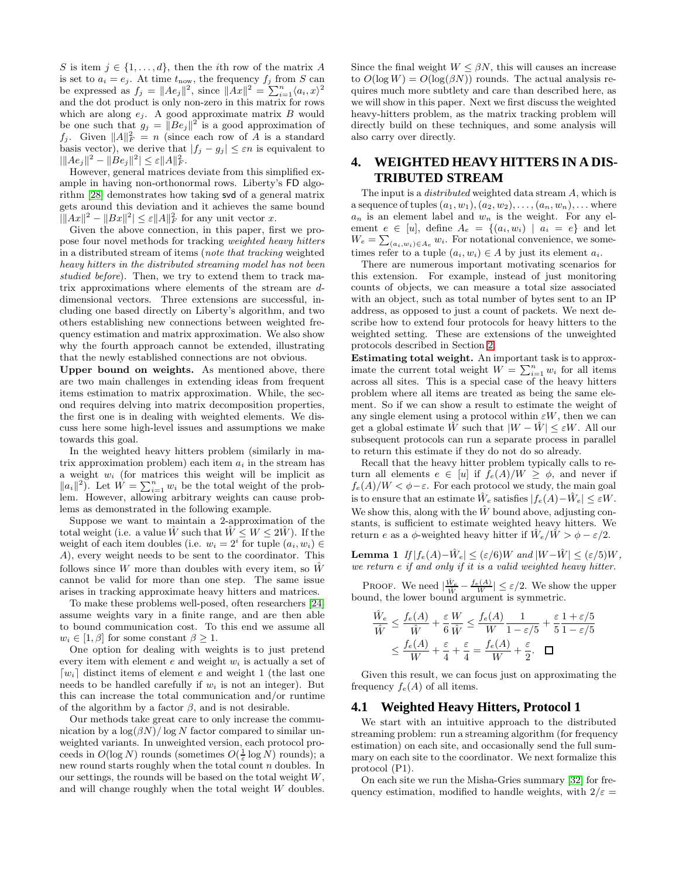$S$ is item $j \in \{1, \ldots, d\}$, then the $i$th row of the matrix $A$ is set to $a_i = e_j$. At time $t_{\text{now}}$, the frequency $f_j$ from $S$ can be expressed as $f_j = \|Ae_j\|^2$, since $\|Ax\|^2 = \sum_{i=1}^n \langle a_i, x\rangle^2$ and the dot product is only non-zero in this matrix for rows which are along $e_j$. A good approximate matrix $B$ would be one such that $g_j = \|Be_j\|^2$ is a good approximation of $f_j$. Given $\|A\|_F^2 = n$ (since each row of $A$ is a standard basis vector), we derive that $|f_j - g_j| \le \varepsilon n$ is equivalent to $|\|Ae_j\|^2 - \|Be_j\|^2| \le \varepsilon \|A\|_F^2$.

However, general matrices deviate from this simplified example in having non-orthonormal rows. Liberty's FD algorithm [28] demonstrates how taking svd of a general matrix gets around this deviation and it achieves the same bound $|\|Ax\|^2 - \|Bx\|^2| \le \varepsilon \|A\|_F^2$ for any unit vector $x$.

Given the above connection, in this paper, first we propose four novel methods for tracking *weighted heavy hitters* in a distributed stream of items (*note that tracking weighted heavy hitters in the distributed streaming model has not been studied before*). Then, we try to extend them to track matrix approximations where elements of the stream are $d$-dimensional vectors. Three extensions are successful, including one based directly on Liberty's algorithm, and two others establishing new connections between weighted frequency estimation and matrix approximation. We also show why the fourth approach cannot be extended, illustrating that the newly established connections are not obvious.

**Upper bound on weights.** As mentioned above, there are two main challenges in extending ideas from frequent items estimation to matrix approximation. While, the second requires delving into matrix decomposition properties, the first one is in dealing with weighted elements. We discuss here some high-level issues and assumptions we make towards this goal.

In the weighted heavy hitters problem (similarly in matrix approximation problem) each item $a_i$ in the stream has a weight $w_i$ (for matrices this weight will be implicit as $\|a_i\|^2$). Let $W = \sum_{i=1}^n w_i$ be the total weight of the problem. However, allowing arbitrary weights can cause problems as demonstrated in the following example.

Suppose we want to maintain a 2-approximation of the total weight (i.e. a value $\hat{W}$ such that $\hat{W} \le W \le 2\hat{W}$). If the weight of each item doubles (i.e. $w_i = 2^i$ for tuple $(a_i, w_i) \in A$), every weight needs to be sent to the coordinator. This follows since $W$ more than doubles with every item, so $\hat{W}$ cannot be valid for more than one step. The same issue arises in tracking approximate heavy hitters and matrices.

To make these problems well-posed, often researchers [24] assume weights vary in a finite range, and are then able to bound communication cost. To this end we assume all $w_i \in [1, \beta]$ for some constant $\beta \ge 1$.

One option for dealing with weights is to just pretend every item with element $e$ and weight $w_i$ is actually a set of $\lceil w_i \rceil$ distinct items of element $e$ and weight 1 (the last one needs to be handled carefully if $w_i$ is not an integer). But this can increase the total communication and/or runtime of the algorithm by a factor $\beta$, and is not desirable.

Our methods take great care to only increase the communication by a $\log(\beta N)/\log N$ factor compared to similar unweighted variants. In unweighted version, each protocol proceeds in $O(\log N)$ rounds (sometimes $O(\frac{1}{\varepsilon}\log N)$ rounds); a new round starts roughly when the total count $n$ doubles. In our settings, the rounds will be based on the total weight $W$, and will change roughly when the total weight $W$ doubles. Since the final weight $W \le \beta N$, this will causes an increase to $O(\log W) = O(\log(\beta N))$ rounds. The actual analysis requires much more subtlety and care than described here, as we will show in this paper. Next we first discuss the weighted heavy-hitters problem, as the matrix tracking problem will directly build on these techniques, and some analysis will also carry over directly.

# 4. WEIGHTED HEAVY HITTERS IN A DISTRIBUTED STREAM

The input is a *distributed* weighted data stream $A$, which is a sequence of tuples $(a_1, w_1), (a_2, w_2), \ldots, (a_n, w_n), \ldots$ where $a_n$ is an element label and $w_n$ is the weight. For any element $e \in [u]$, define $A_e = \{(a_i, w_i) \mid a_i = e\}$ and let $W_e = \sum_{(a_i, w_i) \in A_e} w_i$. For notational convenience, we sometimes refer to a tuple $(a_i, w_i) \in A$ by just its element $a_i$.

There are numerous important motivating scenarios for this extension. For example, instead of just monitoring counts of objects, we can measure a total size associated with an object, such as total number of bytes sent to an IP address, as opposed to just a count of packets. We next describe how to extend four protocols for heavy hitters to the weighted setting. These are extensions of the unweighted protocols described in Section 2.

**Estimating total weight.** An important task is to approximate the current total weight $W = \sum_{i=1}^n w_i$ for all items across all sites. This is a special case of the heavy hitters problem where all items are treated as being the same element. So if we can show a result to estimate the weight of any single element using a protocol within $\varepsilon W$, then we can get a global estimate $\hat{W}$ such that $|W - \hat{W}| \le \varepsilon W$. All our subsequent protocols can run a separate process in parallel to return this estimate if they do not do so already.

Recall that the heavy hitter problem typically calls to return all elements $e \in [u]$ if $f_e(A)/W \ge \phi$, and never if $f_e(A)/W < \phi - \varepsilon$. For each protocol we study, the main goal is to ensure that an estimate $\hat{W}_e$ satisfies $|f_e(A) - \hat{W}_e| \le \varepsilon W$. We show this, along with the $\hat{W}$ bound above, adjusting constants, is sufficient to estimate weighted heavy hitters. We return $e$ as a $\phi$-weighted heavy hitter if $\hat{W}_e/\hat{W} > \phi - \varepsilon/2$.

**Lemma 1** *If $|f_e(A) - \hat{W}_e| \le (\varepsilon/6)W$ and $|W - \hat{W}| \le (\varepsilon/5)W$, we return $e$ if and only if it is a valid weighted heavy hitter.*

Proof. We need $|\frac{\hat{W}_e}{\hat{W}} - \frac{f_e(A)}{W}| \le \varepsilon/2$. We show the upper bound, the lower bound argument is symmetric.

$$\frac{\hat{W}_e}{\hat{W}} \le \frac{f_e(A)}{\hat{W}} + \frac{\varepsilon}{6}\frac{W}{\hat{W}} \le \frac{f_e(A)}{W}\frac{1}{1-\varepsilon/5} + \frac{\varepsilon}{5}\frac{1+\varepsilon/5}{1-\varepsilon/5}$$
$$\le \frac{f_e(A)}{W} + \frac{\varepsilon}{4} + \frac{\varepsilon}{4} = \frac{f_e(A)}{W} + \frac{\varepsilon}{2}. \quad \square$$

Given this result, we can focus just on approximating the frequency $f_e(A)$ of all items.

## 4.1 Weighted Heavy Hitters, Protocol 1

We start with an intuitive approach to the distributed streaming problem: run a streaming algorithm (for frequency estimation) on each site, and occasionally send the full summary on each site to the coordinator. We next formalize this protocol (P1).

On each site we run the Misha-Gries summary [32] for frequency estimation, modified to handle weights, with $2/\varepsilon =$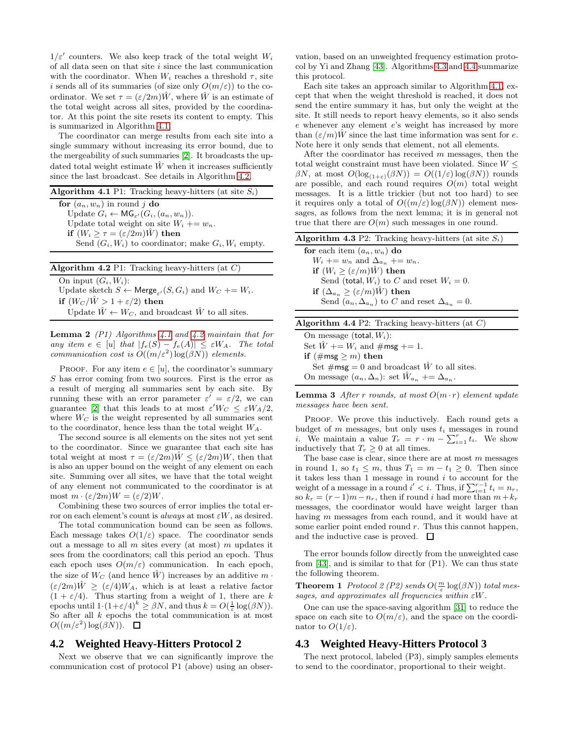$1/\varepsilon'$ counters. We also keep track of the total weight $W_i$ of all data seen on that site $i$ since the last communication with the coordinator. When $W_i$ reaches a threshold $\tau$, site $i$ sends all of its summaries (of size only $O(m/\varepsilon)$) to the coordinator. We set $\tau = (\varepsilon/2m)\hat{W}$, where $\hat{W}$ is an estimate of the total weight across all sites, provided by the coordinator. At this point the site resets its content to empty. This is summarized in Algorithm 4.1.

The coordinator can merge results from each site into a single summary without increasing its error bound, due to the mergeability of such summaries [2]. It broadcasts the updated total weight estimate $\hat{W}$ when it increases sufficiently since the last broadcast. See details in Algorithm 4.2.

**Algorithm 4.1** P1: Tracking heavy-hitters (at site $S_i$)

> **for** $(a_n, w_n)$ in round $j$ **do**
> Update $G_i \leftarrow \mathsf{MG}_{\varepsilon'}(G_i, (a_n, w_n))$.
> Update total weight on site $W_i \mathrel{+}= w_n$.
> **if** $(W_i \geq \tau = (\varepsilon/2m)\hat{W})$ **then**
> Send $(G_i, W_i)$ to coordinator; make $G_i, W_i$ empty.

**Algorithm 4.2** P1: Tracking heavy-hitters (at $C$)

> On input $(G_i, W_i)$:
> Update sketch $S \leftarrow \mathsf{Merge}_{\varepsilon'}(S, G_i)$ and $W_C \mathrel{+}= W_i$.
> **if** $(W_C/\hat{W} > 1 + \varepsilon/2)$ **then**
> Update $\hat{W} \leftarrow W_C$, and broadcast $\hat{W}$ to all sites.

**Lemma 2** *(P1) Algorithms 4.1 and 4.2 maintain that for any item $e \in [u]$ that $|f_e(S) - f_e(A)| \leq \varepsilon W_A$. The total communication cost is $O((m/\varepsilon^2)\log(\beta N))$ elements.*

PROOF. For any item $e \in [u]$, the coordinator's summary $S$ has error coming from two sources. First is the error as a result of merging all summaries sent by each site. By running these with an error parameter $\varepsilon' = \varepsilon/2$, we can guarantee [2] that this leads to at most $\varepsilon' W_C \leq \varepsilon W_A/2$, where $W_C$ is the weight represented by all summaries sent to the coordinator, hence less than the total weight $W_A$.

The second source is all elements on the sites not yet sent to the coordinator. Since we guarantee that each site has total weight at most $\tau = (\varepsilon/2m)\hat{W} \leq (\varepsilon/2m)W$, then that is also an upper bound on the weight of any element on each site. Summing over all sites, we have that the total weight of any element not communicated to the coordinator is at most $m \cdot (\varepsilon/2m)W = (\varepsilon/2)W$.

Combining these two sources of error implies the total error on each element's count is *always* at most $\varepsilon W$, as desired.

The total communication bound can be seen as follows. Each message takes $O(1/\varepsilon)$ space. The coordinator sends out a message to all $m$ sites every (at most) $m$ updates it sees from the coordinators; call this period an epoch. Thus each epoch uses $O(m/\varepsilon)$ communication. In each epoch, the size of $W_C$ (and hence $\hat{W}$) increases by an additive $m \cdot (\varepsilon/2m)\hat{W} \geq (\varepsilon/4)W_A$, which is at least a relative factor $(1 + \varepsilon/4)$. Thus starting from a weight of 1, there are $k$ epochs until $1 \cdot (1+\varepsilon/4)^k \geq \beta N$, and thus $k = O(\frac{1}{\varepsilon}\log(\beta N))$. So after all $k$ epochs the total communication is at most $O((m/\varepsilon^2)\log(\beta N))$. ☐

## 4.2 Weighted Heavy-Hitters Protocol 2

Next we observe that we can significantly improve the communication cost of protocol P1 (above) using an observation, based on an unweighted frequency estimation protocol by Yi and Zhang [43]. Algorithms 4.3 and 4.4 summarize this protocol.

Each site takes an approach similar to Algorithm 4.1, except that when the weight threshold is reached, it does not send the entire summary it has, but only the weight at the site. It still needs to report heavy elements, so it also sends $e$ whenever any element $e$'s weight has increased by more than $(\varepsilon/m)\hat{W}$ since the last time information was sent for $e$. Note here it only sends that element, not all elements.

After the coordinator has received $m$ messages, then the total weight constraint must have been violated. Since $W \leq \beta N$, at most $O(\log_{(1+\varepsilon)}(\beta N)) = O((1/\varepsilon)\log(\beta N))$ rounds are possible, and each round requires $O(m)$ total weight messages. It is a little trickier (but not too hard) to see it requires only a total of $O((m/\varepsilon)\log(\beta N))$ element messages, as follows from the next lemma; it is in general not true that there are $O(m)$ such messages in one round.

**Algorithm 4.3** P2: Tracking heavy-hitters (at site $S_i$)

> **for** each item $(a_n, w_n)$ **do**
> $W_i \mathrel{+}= w_n$ and $\Delta_{a_n} \mathrel{+}= w_n$.
> **if** $(W_i \geq (\varepsilon/m)\hat{W})$ **then**
> Send $(\mathsf{total}, W_i)$ to $C$ and reset $W_i = 0$.
> **if** $(\Delta_{a_n} \geq (\varepsilon/m)\hat{W})$ **then**
> Send $(a_n, \Delta_{a_n})$ to $C$ and reset $\Delta_{a_n} = 0$.

**Algorithm 4.4** P2: Tracking heavy-hitters (at $C$)

> On message $(\mathsf{total}, W_i)$:
> Set $\hat{W} \mathrel{+}= W_i$ and $\#\mathsf{msg} \mathrel{+}= 1$.
> **if** $(\#\mathsf{msg} \geq m)$ **then**
> Set $\#\mathsf{msg} = 0$ and broadcast $\hat{W}$ to all sites.
> On message $(a_n, \Delta_n)$: set $\hat{W}_{a_n} \mathrel{+}= \Delta_{a_n}$.

**Lemma 3** *After $r$ rounds, at most $O(m \cdot r)$ element update messages have been sent.*

PROOF. We prove this inductively. Each round gets a budget of $m$ messages, but only uses $t_i$ messages in round $i$. We maintain a value $T_r = r \cdot m - \sum_{i=1}^{r} t_i$. We show inductively that $T_r \geq 0$ at all times.

The base case is clear, since there are at most $m$ messages in round 1, so $t_1 \leq m$, thus $T_1 = m - t_1 \geq 0$. Then since it takes less than 1 message in round $i$ to account for the weight of a message in a round $i' < i$. Thus, if $\sum_{i=1}^{r-1} t_i = n_r$, so $k_r = (r-1)m - n_r$, then if round $i$ had more than $m + k_r$ messages, the coordinator would have weight larger than having $m$ messages from each round, and it would have at some earlier point ended round $r$. Thus this cannot happen, and the inductive case is proved. ☐

The error bounds follow directly from the unweighted case from [43], and is similar to that for (P1). We can thus state the following theorem.

**Theorem 1** *Protocol 2 (P2) sends $O(\frac{m}{\varepsilon}\log(\beta N))$ total messages, and approximates all frequencies within $\varepsilon W$.*

One can use the space-saving algorithm [31] to reduce the space on each site to $O(m/\varepsilon)$, and the space on the coordinator to $O(1/\varepsilon)$.

## 4.3 Weighted Heavy-Hitters Protocol 3

The next protocol, labeled (P3), simply samples elements to send to the coordinator, proportional to their weight.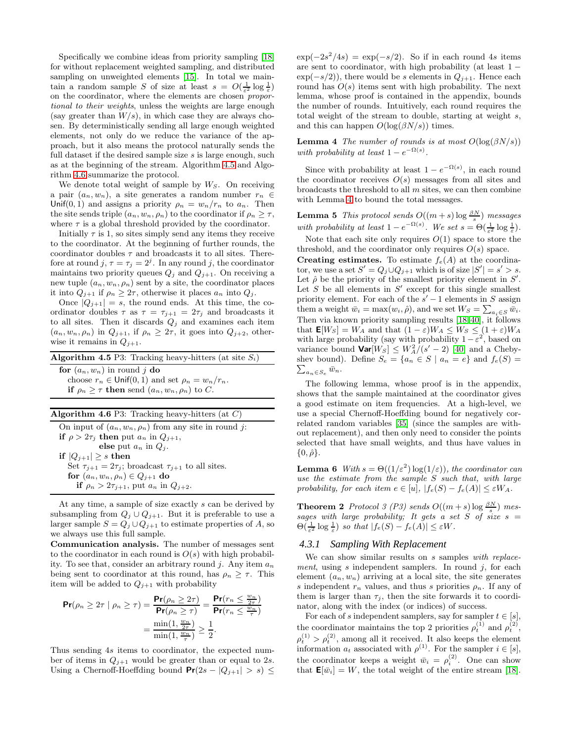Specifically we combine ideas from priority sampling [18] for without replacement weighted sampling, and distributed sampling on unweighted elements [15]. In total we maintain a random sample $S$ of size at least $s = O(\frac{1}{\varepsilon^2}\log\frac{1}{\varepsilon})$ on the coordinator, where the elements are chosen *proportional to their weights*, unless the weights are large enough (say greater than $W/s$), in which case they are always chosen. By deterministically sending all large enough weighted elements, not only do we reduce the variance of the approach, but it also means the protocol naturally sends the full dataset if the desired sample size $s$ is large enough, such as at the beginning of the stream. Algorithm 4.5 and Algorithm 4.6 summarize the protocol.

We denote total weight of sample by $W_S$. On receiving a pair $(a_n, w_n)$, a site generates a random number $r_n \in \mathsf{Unif}(0,1)$ and assigns a priority $\rho_n = w_n/r_n$ to $a_n$. Then the site sends triple $(a_n, w_n, \rho_n)$ to the coordinator if $\rho_n \geq \tau$, where $\tau$ is a global threshold provided by the coordinator.

Initially $\tau$ is 1, so sites simply send any items they receive to the coordinator. At the beginning of further rounds, the coordinator doubles $\tau$ and broadcasts it to all sites. Therefore at round $j$, $\tau = \tau_j = 2^j$. In any round $j$, the coordinator maintains two priority queues $Q_j$ and $Q_{j+1}$. On receiving a new tuple $(a_n, w_n, \rho_n)$ sent by a site, the coordinator places it into $Q_{j+1}$ if $\rho_n \geq 2\tau$, otherwise it places $a_n$ into $Q_j$.

Once $|Q_{j+1}| = s$, the round ends. At this time, the coordinator doubles $\tau$ as $\tau = \tau_{j+1} = 2\tau_j$ and broadcasts it to all sites. Then it discards $Q_j$ and examines each item $(a_n, w_n, \rho_n)$ in $Q_{j+1}$, if $\rho_n \geq 2\tau$, it goes into $Q_{j+2}$, otherwise it remains in $Q_{j+1}$.

**Algorithm 4.5** P3: Tracking heavy-hitters (at site $S_i$)

```
for (a_n, w_n) in round j do
    choose r_n ∈ Unif(0,1) and set ρ_n = w_n/r_n.
    if ρ_n ≥ τ then send (a_n, w_n, ρ_n) to C.
```

**Algorithm 4.6** P3: Tracking heavy-hitters (at $C$)

```
On input of (a_n, w_n, ρ_n) from any site in round j:
if ρ > 2τ_j then put a_n in Q_{j+1},
          else put a_n in Q_j.
if |Q_{j+1}| ≥ s then
    Set τ_{j+1} = 2τ_j; broadcast τ_{j+1} to all sites.
    for (a_n, w_n, ρ_n) ∈ Q_{j+1} do
        if ρ_n > 2τ_{j+1}, put a_n in Q_{j+2}.
```

At any time, a sample of size exactly $s$ can be derived by subsampling from $Q_j \cup Q_{j+1}$. But it is preferable to use a larger sample $S = Q_j \cup Q_{j+1}$ to estimate properties of $A$, so we always use this full sample.

**Communication analysis.** The number of messages sent to the coordinator in each round is $O(s)$ with high probability. To see that, consider an arbitrary round $j$. Any item $a_n$ being sent to coordinator at this round, has $\rho_n \geq \tau$. This item will be added to $Q_{j+1}$ with probability

$$\mathbf{Pr}(\rho_n \geq 2\tau \mid \rho_n \geq \tau) = \frac{\mathbf{Pr}(\rho_n \geq 2\tau)}{\mathbf{Pr}(\rho_n \geq \tau)} = \frac{\mathbf{Pr}(r_n \leq \frac{w_n}{2\tau})}{\mathbf{Pr}(r_n \leq \frac{w_n}{\tau})}$$
$$= \frac{\min(1, \frac{w_n}{2\tau})}{\min(1, \frac{w_n}{\tau})} \geq \frac{1}{2}.$$

Thus sending $4s$ items to coordinator, the expected number of items in $Q_{j+1}$ would be greater than or equal to $2s$. Using a Chernoff-Hoeffding bound $\mathbf{Pr}(2s - |Q_{j+1}| > s) \leq \exp(-2s^2/4s) = \exp(-s/2)$. So if in each round $4s$ items are sent to coordinator, with high probability (at least $1 - \exp(-s/2)$), there would be $s$ elements in $Q_{j+1}$. Hence each round has $O(s)$ items sent with high probability. The next lemma, whose proof is contained in the appendix, bounds the number of rounds. Intuitively, each round requires the total weight of the stream to double, starting at weight $s$, and this can happen $O(\log(\beta N/s))$ times.

**Lemma 4** *The number of rounds is at most $O(\log(\beta N/s))$ with probability at least $1 - e^{-\Omega(s)}$.*

Since with probability at least $1 - e^{-\Omega(s)}$, in each round the coordinator receives $O(s)$ messages from all sites and broadcasts the threshold to all $m$ sites, we can then combine with Lemma 4 to bound the total messages.

**Lemma 5** *This protocol sends $O((m+s)\log\frac{\beta N}{s})$ messages with probability at least $1 - e^{-\Omega(s)}$. We set $s = \Theta(\frac{1}{\varepsilon^2}\log\frac{1}{\varepsilon})$.*

Note that each site only requires $O(1)$ space to store the threshold, and the coordinator only requires $O(s)$ space.

**Creating estimates.** To estimate $f_e(A)$ at the coordinator, we use a set $S' = Q_j \cup Q_{j+1}$ which is of size $|S'| = s' > s$. Let $\hat{\rho}$ be the priority of the smallest priority element in $S'$. Let $S$ be all elements in $S'$ except for this single smallest priority element. For each of the $s'-1$ elements in $S$ assign them a weight $\bar{w}_i = \max(w_i, \hat{\rho})$, and we set $W_S = \sum_{a_i \in S} \bar{w}_i$. Then via known priority sampling results [18, 40], it follows that $\mathbf{E}[W_S] = W_A$ and that $(1-\varepsilon)W_A \leq W_S \leq (1+\varepsilon)W_A$ with large probability (say with probability $1-\varepsilon^2$, based on variance bound $\mathbf{Var}[W_S] \leq W_A^2/(s'-2)$ [40] and a Chebyshev bound). Define $S_e = \{a_n \in S \mid a_n = e\}$ and $f_e(S) = \sum_{a_n \in S_e} \bar{w}_n$.

The following lemma, whose proof is in the appendix, shows that the sample maintained at the coordinator gives a good estimate on item frequencies. At a high-level, we use a special Chernoff-Hoeffding bound for negatively correlated random variables [35] (since the samples are without replacement), and then only need to consider the points selected that have small weights, and thus have values in $\{0, \hat{\rho}\}$.

**Lemma 6** *With $s = \Theta((1/\varepsilon^2)\log(1/\varepsilon))$, the coordinator can use the estimate from the sample $S$ such that, with large probability, for each item $e \in [u]$, $|f_e(S) - f_e(A)| \leq \varepsilon W_A$.*

**Theorem 2** *Protocol 3 (P3) sends $O((m+s)\log\frac{\beta N}{s})$ messages with large probability; It gets a set $S$ of size $s = \Theta(\frac{1}{\varepsilon^2}\log\frac{1}{\varepsilon})$ so that $|f_e(S) - f_e(A)| \leq \varepsilon W$.*

### 4.3.1 Sampling With Replacement

We can show similar results on $s$ samples *with replacement*, using $s$ independent samplers. In round $j$, for each element $(a_n, w_n)$ arriving at a local site, the site generates $s$ independent $r_n$ values, and thus $s$ priorities $\rho_n$. If any of them is larger than $\tau_j$, then the site forwards it to coordinator, along with the index (or indices) of success.

For each of $s$ independent samplers, say for sampler $t \in [s]$, the coordinator maintains the top 2 priorities $\rho_t^{(1)}$ and $\rho_t^{(2)}$, $\rho_t^{(1)} > \rho_t^{(2)}$, among all it received. It also keeps the element information $a_t$ associated with $\rho^{(1)}$. For the sampler $i \in [s]$, the coordinator keeps a weight $\bar{w}_i = \rho_i^{(2)}$. One can show that $\mathbf{E}[\bar{w}_i] = W$, the total weight of the entire stream [18].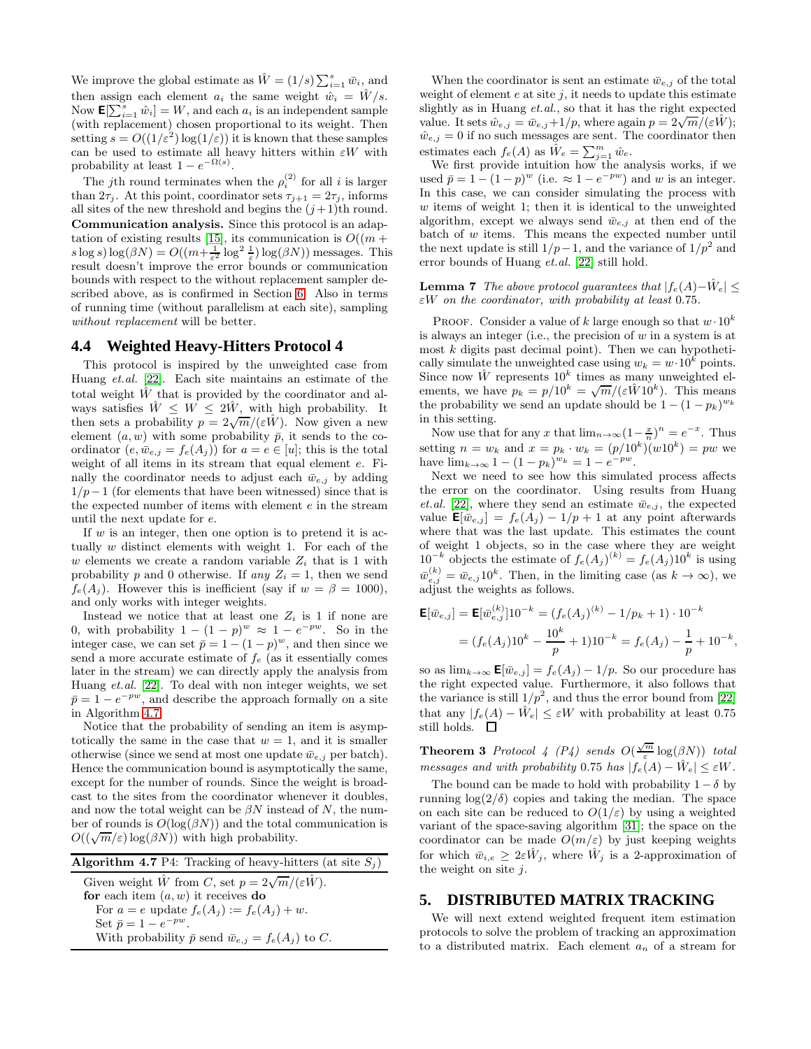We improve the global estimate as $\hat{W} = (1/s)\sum_{i=1}^{s} \bar{w}_i$, and then assign each element $a_i$ the same weight $\hat{w}_i = \hat{W}/s$. Now $\mathsf{E}[\sum_{i=1}^{s} \hat{w}_i] = W$, and each $a_i$ is an independent sample (with replacement) chosen proportional to its weight. Then setting $s = O((1/\varepsilon^2)\log(1/\varepsilon))$ it is known that these samples can be used to estimate all heavy hitters within $\varepsilon W$ with probability at least $1 - e^{-\Omega(s)}$.

The $j$th round terminates when the $\rho_i^{(2)}$ for all $i$ is larger than $2\tau_j$. At this point, coordinator sets $\tau_{j+1} = 2\tau_j$, informs all sites of the new threshold and begins the $(j+1)$th round.

**Communication analysis.** Since this protocol is an adaptation of existing results [15], its communication is $O((m + s\log s)\log(\beta N) = O((m + \frac{1}{\varepsilon^2}\log^2\frac{1}{\varepsilon})\log(\beta N))$ messages. This result doesn't improve the error bounds or communication bounds with respect to the without replacement sampler described above, as is confirmed in Section 6. Also in terms of running time (without parallelism at each site), sampling *without replacement* will be better.

## 4.4 Weighted Heavy-Hitters Protocol 4

This protocol is inspired by the unweighted case from Huang *et.al.* [22]. Each site maintains an estimate of the total weight $\hat{W}$ that is provided by the coordinator and always satisfies $\hat{W} \leq W \leq 2\hat{W}$, with high probability. It then sets a probability $p = 2\sqrt{m}/(\varepsilon\hat{W})$. Now given a new element $(a, w)$ with some probability $\bar{p}$, it sends to the coordinator $(e, \bar{w}_{e,j} = f_e(A_j))$ for $a = e \in [u]$; this is the total weight of all items in its stream that equal element $e$. Finally the coordinator needs to adjust each $\bar{w}_{e,j}$ by adding $1/p - 1$ (for elements that have been witnessed) since that is the expected number of items with element $e$ in the stream until the next update for $e$.

If $w$ is an integer, then one option is to pretend it is actually $w$ distinct elements with weight 1. For each of the $w$ elements we create a random variable $Z_i$ that is 1 with probability $p$ and 0 otherwise. If *any* $Z_i = 1$, then we send $f_e(A_j)$. However this is inefficient (say if $w = \beta = 1000$), and only works with integer weights.

Instead we notice that at least one $Z_i$ is 1 if none are 0, with probability $1 - (1-p)^w \approx 1 - e^{-pw}$. So in the integer case, we can set $\bar{p} = 1 - (1-p)^w$, and then since we send a more accurate estimate of $f_e$ (as it essentially comes later in the stream) we can directly apply the analysis from Huang *et.al.* [22]. To deal with non integer weights, we set $\bar{p} = 1 - e^{-pw}$, and describe the approach formally on a site in Algorithm 4.7.

Notice that the probability of sending an item is asymptotically the same in the case that $w = 1$, and it is smaller otherwise (since we send at most one update $\bar{w}_{e,j}$ per batch). Hence the communication bound is asymptotically the same, except for the number of rounds. Since the weight is broadcast to the sites from the coordinator whenever it doubles, and now the total weight can be $\beta N$ instead of $N$, the number of rounds is $O(\log(\beta N))$ and the total communication is $O((\sqrt{m}/\varepsilon)\log(\beta N))$ with high probability.

**Algorithm 4.7** P4: Tracking of heavy-hitters (at site $S_j$)

```
Given weight Ŵ from C, set p = 2√m/(εŴ).
for each item (a, w) it receives do
    For a = e update f_e(A_j) := f_e(A_j) + w.
    Set p̄ = 1 − e^{−pw}.
    With probability p̄ send w̄_{e,j} = f_e(A_j) to C.
```

When the coordinator is sent an estimate $\bar{w}_{e,j}$ of the total weight of element $e$ at site $j$, it needs to update this estimate slightly as in Huang *et.al.*, so that it has the right expected value. It sets $\hat{w}_{e,j} = \bar{w}_{e,j} + 1/p$, where again $p = 2\sqrt{m}/(\varepsilon\hat{W})$; $\hat{w}_{e,j} = 0$ if no such messages are sent. The coordinator then estimates each $f_e(A)$ as $\hat{W}_e = \sum_{j=1}^{m} \hat{w}_e$.

We first provide intuition how the analysis works, if we used $\bar{p} = 1 - (1-p)^w$ (i.e. $\approx 1 - e^{-pw}$) and $w$ is an integer. In this case, we can consider simulating the process with $w$ items of weight 1; then it is identical to the unweighted algorithm, except we always send $\bar{w}_{e,j}$ at then end of the batch of $w$ items. This means the expected number until the next update is still $1/p - 1$, and the variance of $1/p^2$ and error bounds of Huang *et.al.* [22] still hold.

**Lemma 7** *The above protocol guarantees that $|f_e(A) - \hat{W}_e| \leq \varepsilon W$ on the coordinator, with probability at least 0.75.*

Proof. Consider a value of $k$ large enough so that $w \cdot 10^k$ is always an integer (i.e., the precision of $w$ in a system is at most $k$ digits past decimal point). Then we can hypothetically simulate the unweighted case using $w_k = w \cdot 10^k$ points. Since now $\hat{W}$ represents $10^k$ times as many unweighted elements, we have $p_k = p/10^k = \sqrt{m}/(\varepsilon\hat{W}10^k)$. This means the probability we send an update should be $1 - (1-p_k)^{w_k}$ in this setting.

Now use that for any $x$ that $\lim_{n\to\infty}(1 - \frac{x}{n})^n = e^{-x}$. Thus setting $n = w_k$ and $x = p_k \cdot w_k = (p/10^k)(w10^k) = pw$ we have $\lim_{k\to\infty} 1 - (1-p_k)^{w_k} = 1 - e^{-pw}$.

Next we need to see how this simulated process affects the error on the coordinator. Using results from Huang *et.al.* [22], where they send an estimate $\bar{w}_{e,j}$, the expected value $\mathsf{E}[\bar{w}_{e,j}] = f_e(A_j) - 1/p + 1$ at any point afterwards where that was the last update. This estimates the count of weight 1 objects, so in the case where they are weight $10^{-k}$ objects the estimate of $f_e(A_j)^{(k)} = f_e(A_j)10^k$ is using $\bar{w}_{e,j}^{(k)} = \bar{w}_{e,j}10^k$. Then, in the limiting case (as $k \to \infty$), we adjust the weights as follows.

$$
\begin{aligned}
\mathsf{E}[\bar{w}_{e,j}] = \mathsf{E}[\bar{w}_{e,j}^{(k)}]10^{-k} &= (f_e(A_j)^{(k)} - 1/p_k + 1) \cdot 10^{-k} \\
&= (f_e(A_j)10^k - \frac{10^k}{p} + 1)10^{-k} = f_e(A_j) - \frac{1}{p} + 10^{-k},
\end{aligned}
$$

so as $\lim_{k\to\infty} \mathsf{E}[\bar{w}_{e,j}] = f_e(A_j) - 1/p$. So our procedure has the right expected value. Furthermore, it also follows that the variance is still $1/p^2$, and thus the error bound from [22] that any $|f_e(A) - \hat{W}_e| \leq \varepsilon W$ with probability at least 0.75 still holds. $\square$

**Theorem 3** *Protocol 4 (P4) sends $O(\frac{\sqrt{m}}{\varepsilon}\log(\beta N))$ total messages and with probability 0.75 has $|f_e(A) - \hat{W}_e| \leq \varepsilon W$.*

The bound can be made to hold with probability $1 - \delta$ by running $\log(2/\delta)$ copies and taking the median. The space on each site can be reduced to $O(1/\varepsilon)$ by using a weighted variant of the space-saving algorithm [31]; the space on the coordinator can be made $O(m/\varepsilon)$ by just keeping weights for which $\bar{w}_{i,e} \geq 2\varepsilon\hat{W}_j$, where $\hat{W}_j$ is a 2-approximation of the weight on site $j$.

# 5. DISTRIBUTED MATRIX TRACKING

We will next extend weighted frequent item estimation protocols to solve the problem of tracking an approximation to a distributed matrix. Each element $a_n$ of a stream for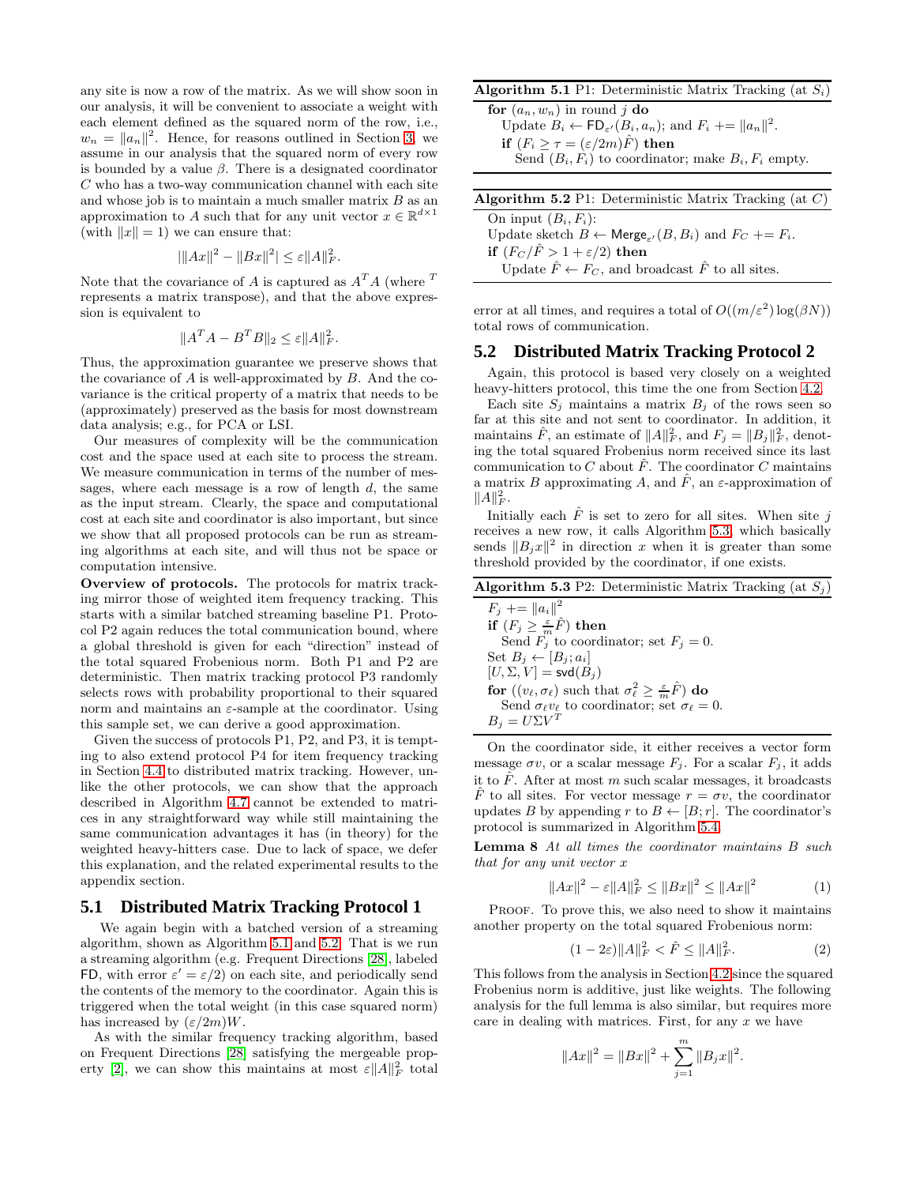any site is now a row of the matrix. As we will show soon in our analysis, it will be convenient to associate a weight with each element defined as the squared norm of the row, i.e., $w_n = \|a_n\|^2$. Hence, for reasons outlined in Section 3, we assume in our analysis that the squared norm of every row is bounded by a value $\beta$. There is a designated coordinator $C$ who has a two-way communication channel with each site and whose job is to maintain a much smaller matrix $B$ as an approximation to $A$ such that for any unit vector $x \in \mathbb{R}^{d\times 1}$ (with $\|x\| = 1$) we can ensure that:

$$|\|Ax\|^2 - \|Bx\|^2| \leq \varepsilon \|A\|_F^2.$$

Note that the covariance of $A$ is captured as $A^TA$ (where $^T$ represents a matrix transpose), and that the above expression is equivalent to

$$\|A^TA - B^TB\|_2 \leq \varepsilon \|A\|_F^2.$$

Thus, the approximation guarantee we preserve shows that the covariance of $A$ is well-approximated by $B$. And the covariance is the critical property of a matrix that needs to be (approximately) preserved as the basis for most downstream data analysis; e.g., for PCA or LSI.

Our measures of complexity will be the communication cost and the space used at each site to process the stream. We measure communication in terms of the number of messages, where each message is a row of length $d$, the same as the input stream. Clearly, the space and computational cost at each site and coordinator is also important, but since we show that all proposed protocols can be run as streaming algorithms at each site, and will thus not be space or computation intensive.

**Overview of protocols.** The protocols for matrix tracking mirror those of weighted item frequency tracking. This starts with a similar batched streaming baseline P1. Protocol P2 again reduces the total communication bound, where a global threshold is given for each "direction" instead of the total squared Frobenious norm. Both P1 and P2 are deterministic. Then matrix tracking protocol P3 randomly selects rows with probability proportional to their squared norm and maintains an $\varepsilon$-sample at the coordinator. Using this sample set, we can derive a good approximation.

Given the success of protocols P1, P2, and P3, it is tempting to also extend protocol P4 for item frequency tracking in Section 4.4 to distributed matrix tracking. However, unlike the other protocols, we can show that the approach described in Algorithm 4.7 cannot be extended to matrices in any straightforward way while still maintaining the same communication advantages it has (in theory) for the weighted heavy-hitters case. Due to lack of space, we defer this explanation, and the related experimental results to the appendix section.

## 5.1 Distributed Matrix Tracking Protocol 1

We again begin with a batched version of a streaming algorithm, shown as Algorithm 5.1 and 5.2. That is we run a streaming algorithm (e.g. Frequent Directions [28], labeled FD, with error $\varepsilon' = \varepsilon/2$) on each site, and periodically send the contents of the memory to the coordinator. Again this is triggered when the total weight (in this case squared norm) has increased by $(\varepsilon/2m)W$.

As with the similar frequency tracking algorithm, based on Frequent Directions [28] satisfying the mergeable property [2], we can show this maintains at most $\varepsilon\|A\|_F^2$ total error at all times, and requires a total of $O((m/\varepsilon^2)\log(\beta N))$ total rows of communication.

**Algorithm 5.1** P1: Deterministic Matrix Tracking (at $S_i$)

```
for (a_n, w_n) in round j do
    Update B_i ← FD_ε'(B_i, a_n); and F_i += ||a_n||^2.
    if (F_i ≥ τ = (ε/2m)F̂) then
        Send (B_i, F_i) to coordinator; make B_i, F_i empty.
```

**Algorithm 5.2** P1: Deterministic Matrix Tracking (at $C$)

```
On input (B_i, F_i):
Update sketch B ← Merge_ε'(B, B_i) and F_C += F_i.
if (F_C/F̂ > 1 + ε/2) then
    Update F̂ ← F_C, and broadcast F̂ to all sites.
```

## 5.2 Distributed Matrix Tracking Protocol 2

Again, this protocol is based very closely on a weighted heavy-hitters protocol, this time the one from Section 4.2.

Each site $S_j$ maintains a matrix $B_j$ of the rows seen so far at this site and not sent to coordinator. In addition, it maintains $\hat{F}$, an estimate of $\|A\|_F^2$, and $F_j = \|B_j\|_F^2$, denoting the total squared Frobenius norm received since its last communication to $C$ about $\hat{F}$. The coordinator $C$ maintains a matrix $B$ approximating $A$, and $\hat{F}$, an $\varepsilon$-approximation of $\|A\|_F^2$.

Initially each $\hat{F}$ is set to zero for all sites. When site $j$ receives a new row, it calls Algorithm 5.3, which basically sends $\|B_jx\|^2$ in direction $x$ when it is greater than some threshold provided by the coordinator, if one exists.

**Algorithm 5.3** P2: Deterministic Matrix Tracking (at $S_j$)

```
F_j += ||a_i||^2
if (F_j ≥ (ε/m)F̂) then
    Send F_j to coordinator; set F_j = 0.
Set B_j ← [B_j; a_i]
[U, Σ, V] = svd(B_j)
for ((v_ℓ, σ_ℓ) such that σ_ℓ^2 ≥ (ε/m)F̂) do
    Send σ_ℓ v_ℓ to coordinator; set σ_ℓ = 0.
B_j = UΣV^T
```

On the coordinator side, it either receives a vector form message $\sigma v$, or a scalar message $F_j$. For a scalar $F_j$, it adds it to $\hat{F}$. After at most $m$ such scalar messages, it broadcasts $\hat{F}$ to all sites. For vector message $r = \sigma v$, the coordinator updates $B$ by appending $r$ to $B \leftarrow [B; r]$. The coordinator's protocol is summarized in Algorithm 5.4.

**Lemma 8** *At all times the coordinator maintains $B$ such that for any unit vector $x$*

$$\|Ax\|^2 - \varepsilon\|A\|_F^2 \leq \|Bx\|^2 \leq \|Ax\|^2 \tag{1}$$

Proof. To prove this, we also need to show it maintains another property on the total squared Frobenius norm:

$$(1 - 2\varepsilon)\|A\|_F^2 < \hat{F} \leq \|A\|_F^2. \tag{2}$$

This follows from the analysis in Section 4.2 since the squared Frobenius norm is additive, just like weights. The following analysis for the full lemma is also similar, but requires more care in dealing with matrices. First, for any $x$ we have

$$\|Ax\|^2 = \|Bx\|^2 + \sum_{j=1}^{m} \|B_jx\|^2.$$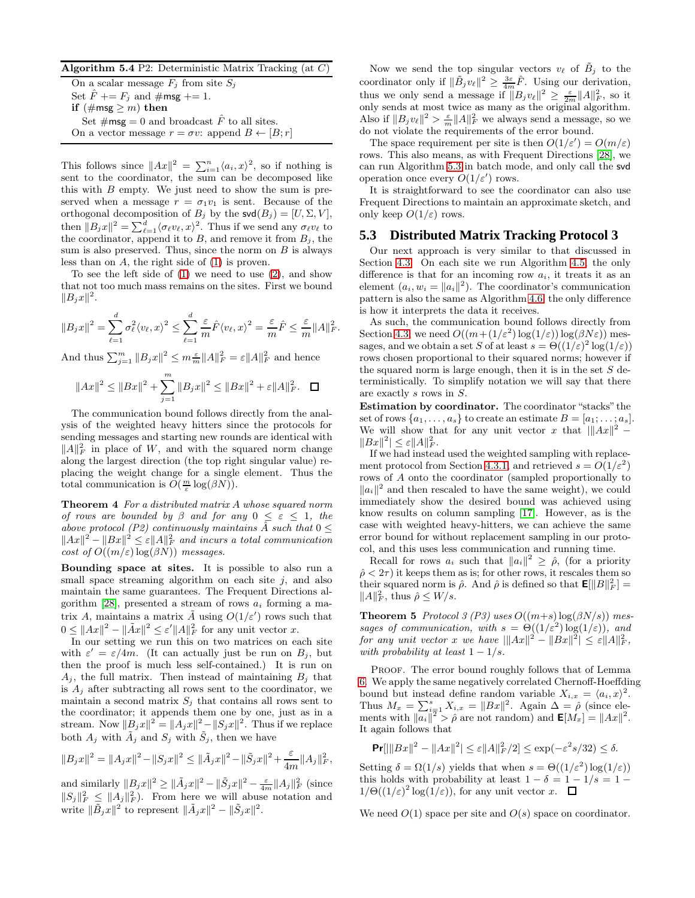**Algorithm 5.4** P2: Deterministic Matrix Tracking (at $C$)

On a scalar message $F_j$ from site $S_j$
Set $\hat{F}$ += $F_j$ and #msg += 1.
**if** (#msg $\geq m$) **then**
  Set #msg = 0 and broadcast $\hat{F}$ to all sites.
On a vector message $r = \sigma v$: append $B \leftarrow [B; r]$

This follows since $\|Ax\|^2 = \sum_{i=1}^n \langle a_i, x\rangle^2$, so if nothing is sent to the coordinator, the sum can be decomposed like this with $B$ empty. We just need to show the sum is preserved when a message $r = \sigma_1 v_1$ is sent. Because of the orthogonal decomposition of $B_j$ by the $\mathsf{svd}(B_j) = [U, \Sigma, V]$, then $\|B_j x\|^2 = \sum_{\ell=1}^d \langle \sigma_\ell v_\ell, x\rangle^2$. Thus if we send any $\sigma_\ell v_\ell$ to the coordinator, append it to $B$, and remove it from $B_j$, the sum is also preserved. Thus, since the norm on $B$ is always less than on $A$, the right side of (1) is proven.

To see the left side of (1) we need to use (2), and show that not too much mass remains on the sites. First we bound $\|B_j x\|^2$.

$$\|B_j x\|^2 = \sum_{\ell=1}^d \sigma_\ell^2 \langle v_\ell, x\rangle^2 \leq \sum_{\ell=1}^d \frac{\varepsilon}{m}\hat{F}\langle v_\ell, x\rangle^2 = \frac{\varepsilon}{m}\hat{F} \leq \frac{\varepsilon}{m}\|A\|_F^2.$$

And thus $\sum_{j=1}^m \|B_j x\|^2 \leq m\frac{\varepsilon}{m}\|A\|_F^2 = \varepsilon\|A\|_F^2$ and hence

$$\|Ax\|^2 \leq \|Bx\|^2 + \sum_{j=1}^m \|B_j x\|^2 \leq \|Bx\|^2 + \varepsilon\|A\|_F^2. \quad \square$$

The communication bound follows directly from the analysis of the weighted heavy hitters since the protocols for sending messages and starting new rounds are identical with $\|A\|_F^2$ in place of $W$, and with the squared norm change along the largest direction (the top right singular value) replacing the weight change for a single element. Thus the total communication is $O(\frac{m}{\varepsilon}\log(\beta N))$.

**Theorem 4** *For a distributed matrix $A$ whose squared norm of rows are bounded by $\beta$ and for any $0 \leq \varepsilon \leq 1$, the above protocol (P2) continuously maintains $\hat{A}$ such that $0 \leq \|Ax\|^2 - \|Bx\|^2 \leq \varepsilon\|A\|_F^2$ and incurs a total communication cost of $O((m/\varepsilon)\log(\beta N))$ messages.*

**Bounding space at sites.** It is possible to also run a small space streaming algorithm on each site $j$, and also maintain the same guarantees. The Frequent Directions algorithm [28], presented a stream of rows $a_i$ forming a matrix $A$, maintains a matrix $\tilde{A}$ using $O(1/\varepsilon')$ rows such that $0 \leq \|Ax\|^2 - \|\tilde{A}x\|^2 \leq \varepsilon'\|A\|_F^2$ for any unit vector $x$.

In our setting we run this on two matrices on each site with $\varepsilon' = \varepsilon/4m$. (It can actually just be run on $B_j$, but then the proof is much less self-contained.) It is run on $A_j$, the full matrix. Then instead of maintaining $B_j$ that is $A_j$ after subtracting all rows sent to the coordinator, we maintain a second matrix $S_j$ that contains all rows sent to the coordinator; it appends them one by one, just as in a stream. Now $\|B_j x\|^2 = \|A_j x\|^2 - \|S_j x\|^2$. Thus if we replace both $A_j$ with $\tilde{A}_j$ and $S_j$ with $\tilde{S}_j$, then we have

$$\|B_j x\|^2 = \|A_j x\|^2 - \|S_j x\|^2 \leq \|\tilde{A}_j x\|^2 - \|\tilde{S}_j x\|^2 + \frac{\varepsilon}{4m}\|A_j\|_F^2,$$

and similarly $\|B_j x\|^2 \geq \|\tilde{A}_j x\|^2 - \|\tilde{S}_j x\|^2 - \frac{\varepsilon}{4m}\|A_j\|_F^2$ (since $\|S_j\|_F^2 \leq \|A_j\|_F^2$). From here we will abuse notation and write $\|\tilde{B}_j x\|^2$ to represent $\|\tilde{A}_j x\|^2 - \|\tilde{S}_j x\|^2$.

Now we send the top singular vectors $v_\ell$ of $\tilde{B}_j$ to the coordinator only if $\|\tilde{B}_j v_\ell\|^2 \geq \frac{3\varepsilon}{4m}\hat{F}$. Using our derivation, thus we only send a message if $\|B_j v_\ell\|^2 \geq \frac{\varepsilon}{2m}\|A\|_F^2$, so it only sends at most twice as many as the original algorithm. Also if $\|B_j v_\ell\|^2 > \frac{\varepsilon}{m}\|A\|_F^2$ we always send a message, so we do not violate the requirements of the error bound.

The space requirement per site is then $O(1/\varepsilon') = O(m/\varepsilon)$ rows. This also means, as with Frequent Directions [28], we can run Algorithm 5.3 in batch mode, and only call the $\mathsf{svd}$ operation once every $O(1/\varepsilon')$ rows.

It is straightforward to see the coordinator can also use Frequent Directions to maintain an approximate sketch, and only keep $O(1/\varepsilon)$ rows.

## 5.3 Distributed Matrix Tracking Protocol 3

Our next approach is very similar to that discussed in Section 4.3. On each site we run Algorithm 4.5; the only difference is that for an incoming row $a_i$, it treats it as an element $(a_i, w_i = \|a_i\|^2)$. The coordinator's communication pattern is also the same as Algorithm 4.6; the only difference is how it interprets the data it receives.

As such, the communication bound follows directly from Section 4.3; we need $O((m+(1/\varepsilon^2)\log(1/\varepsilon))\log(\beta N\varepsilon))$ messages, and we obtain a set $S$ of at least $s = \Theta((1/\varepsilon)^2\log(1/\varepsilon))$ rows chosen proportional to their squared norms; however if the squared norm is large enough, then it is in the set $S$ deterministically. To simplify notation we will say that there are exactly $s$ rows in $S$.

**Estimation by coordinator.** The coordinator "stacks" the set of rows $\{a_1, \ldots, a_s\}$ to create an estimate $B = [a_1; \ldots; a_s]$. We will show that for any unit vector $x$ that $|\|Ax\|^2 - \|Bx\|^2| \leq \varepsilon\|A\|_F^2$.

If we had instead used the weighted sampling with replacement protocol from Section 4.3.1, and retrieved $s = O(1/\varepsilon^2)$ rows of $A$ onto the coordinator (sampled proportionally to $\|a_i\|^2$ and then rescaled to have the same weight), we could immediately show the desired bound was achieved using know results on column sampling [17]. However, as is the case with weighted heavy-hitters, we can achieve the same error bound for without replacement sampling in our protocol, and this uses less communication and running time.

Recall for rows $a_i$ such that $\|a_i\|^2 \geq \hat{\rho}$, (for a priority $\hat{\rho} < 2\tau$) it keeps them as is; for other rows, it rescales them so their squared norm is $\hat{\rho}$. And $\hat{\rho}$ is defined so that $\mathsf{E}[\|B\|_F^2] = \|A\|_F^2$, thus $\hat{\rho} \leq W/s$.

**Theorem 5** *Protocol 3 (P3) uses $O((m+s)\log(\beta N/s))$ messages of communication, with $s = \Theta((1/\varepsilon^2)\log(1/\varepsilon))$, and for any unit vector $x$ we have $|\|Ax\|^2 - \|Bx\|^2| \leq \varepsilon\|A\|_F^2$, with probability at least $1 - 1/s$.*

Proof. The error bound roughly follows that of Lemma 6. We apply the same negatively correlated Chernoff-Hoeffding bound but instead define random variable $X_{i,x} = \langle a_i, x\rangle^2$. Thus $M_x = \sum_{i=1}^s X_{i,x} = \|Bx\|^2$. Again $\Delta = \hat{\rho}$ (since elements with $\|a_i\|^2 > \hat{\rho}$ are not random) and $\mathsf{E}[M_x] = \|Ax\|^2$. It again follows that

$$\mathsf{Pr}[|\|Bx\|^2 - \|Ax\|^2| \leq \varepsilon\|A\|_F^2/2] \leq \exp(-\varepsilon^2 s/32) \leq \delta.$$

Setting $\delta = \Omega(1/s)$ yields that when $s = \Theta((1/\varepsilon^2)\log(1/\varepsilon))$ this holds with probability at least $1 - \delta = 1 - 1/s = 1 - 1/\Theta((1/\varepsilon)^2\log(1/\varepsilon))$, for any unit vector $x$. $\square$

We need $O(1)$ space per site and $O(s)$ space on coordinator.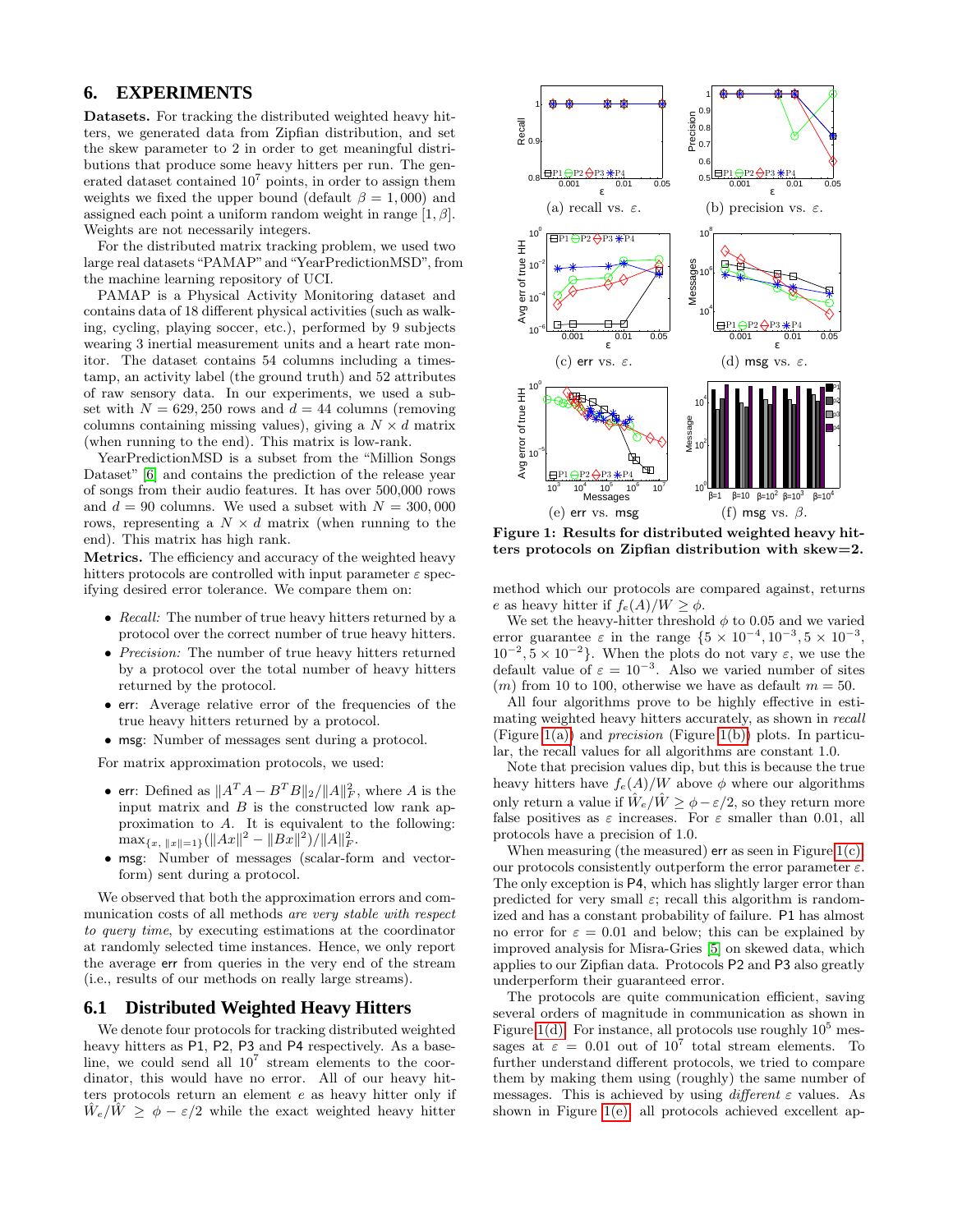## 6. EXPERIMENTS

**Datasets.** For tracking the distributed weighted heavy hitters, we generated data from Zipfian distribution, and set the skew parameter to 2 in order to get meaningful distributions that produce some heavy hitters per run. The generated dataset contained $10^7$ points, in order to assign them weights we fixed the upper bound (default $\beta = 1,000$) and assigned each point a uniform random weight in range $[1, \beta]$. Weights are not necessarily integers.

For the distributed matrix tracking problem, we used two large real datasets "PAMAP" and "YearPredictionMSD", from the machine learning repository of UCI.

PAMAP is a Physical Activity Monitoring dataset and contains data of 18 different physical activities (such as walking, cycling, playing soccer, etc.), performed by 9 subjects wearing 3 inertial measurement units and a heart rate monitor. The dataset contains 54 columns including a timestamp, an activity label (the ground truth) and 52 attributes of raw sensory data. In our experiments, we used a subset with $N = 629,250$ rows and $d = 44$ columns (removing columns containing missing values), giving a $N \times d$ matrix (when running to the end). This matrix is low-rank.

YearPredictionMSD is a subset from the "Million Songs Dataset" [6] and contains the prediction of the release year of songs from their audio features. It has over 500,000 rows and $d = 90$ columns. We used a subset with $N = 300,000$ rows, representing a $N \times d$ matrix (when running to the end). This matrix has high rank.

**Metrics.** The efficiency and accuracy of the weighted heavy hitters protocols are controlled with input parameter $\varepsilon$ specifying desired error tolerance. We compare them on:

- *Recall:* The number of true heavy hitters returned by a protocol over the correct number of true heavy hitters.
- *Precision:* The number of true heavy hitters returned by a protocol over the total number of heavy hitters returned by the protocol.
- err: Average relative error of the frequencies of the true heavy hitters returned by a protocol.
- msg: Number of messages sent during a protocol.

For matrix approximation protocols, we used:

- err: Defined as $\|A^TA - B^TB\|_2/\|A\|_F^2$, where $A$ is the input matrix and $B$ is the constructed low rank approximation to $A$. It is equivalent to the following: $\max_{\{x,\ \|x\|=1\}}(\|Ax\|^2 - \|Bx\|^2)/\|A\|_F^2$.
- msg: Number of messages (scalar-form and vector-form) sent during a protocol.

We observed that both the approximation errors and communication costs of all methods *are very stable with respect to query time*, by executing estimations at the coordinator at randomly selected time instances. Hence, we only report the average err from queries in the very end of the stream (i.e., results of our methods on really large streams).

### 6.1 Distributed Weighted Heavy Hitters

We denote four protocols for tracking distributed weighted heavy hitters as P1, P2, P3 and P4 respectively. As a baseline, we could send all $10^7$ stream elements to the coordinator, this would have no error. All of our heavy hitters protocols return an element $e$ as heavy hitter only if $\hat{W}_e/\hat{W} \geq \phi - \varepsilon/2$ while the exact weighted heavy hitter method which our protocols are compared against, returns $e$ as heavy hitter if $f_e(A)/W \geq \phi$.

(a) recall vs. $\varepsilon$. (b) precision vs. $\varepsilon$. (c) err vs. $\varepsilon$. (d) msg vs. $\varepsilon$. (e) err vs. msg (f) msg vs. $\beta$.

**Figure 1: Results for distributed weighted heavy hitters protocols on Zipfian distribution with skew=2.**

We set the heavy-hitter threshold $\phi$ to 0.05 and we varied error guarantee $\varepsilon$ in the range $\{5 \times 10^{-4}, 10^{-3}, 5 \times 10^{-3}, 10^{-2}, 5 \times 10^{-2}\}$. When the plots do not vary $\varepsilon$, we use the default value of $\varepsilon = 10^{-3}$. Also we varied number of sites ($m$) from 10 to 100, otherwise we have as default $m = 50$.

All four algorithms prove to be highly effective in estimating weighted heavy hitters accurately, as shown in *recall* (Figure 1(a)) and *precision* (Figure 1(b)) plots. In particular, the recall values for all algorithms are constant 1.0.

Note that precision values dip, but this is because the true heavy hitters have $f_e(A)/W$ above $\phi$ where our algorithms only return a value if $\hat{W}_e/\hat{W} \geq \phi - \varepsilon/2$, so they return more false positives as $\varepsilon$ increases. For $\varepsilon$ smaller than 0.01, all protocols have a precision of 1.0.

When measuring (the measured) err as seen in Figure 1(c), our protocols consistently outperform the error parameter $\varepsilon$. The only exception is P4, which has slightly larger error than predicted for very small $\varepsilon$; recall this algorithm is randomized and has a constant probability of failure. P1 has almost no error for $\varepsilon = 0.01$ and below; this can be explained by improved analysis for Misra-Gries [5] on skewed data, which applies to our Zipfian data. Protocols P2 and P3 also greatly underperform their guaranteed error.

The protocols are quite communication efficient, saving several orders of magnitude in communication as shown in Figure 1(d). For instance, all protocols use roughly $10^5$ messages at $\varepsilon = 0.01$ out of $10^7$ total stream elements. To further understand different protocols, we tried to compare them by making them using (roughly) the same number of messages. This is achieved by using *different* $\varepsilon$ values. As shown in Figure 1(e), all protocols achieved excellent ap-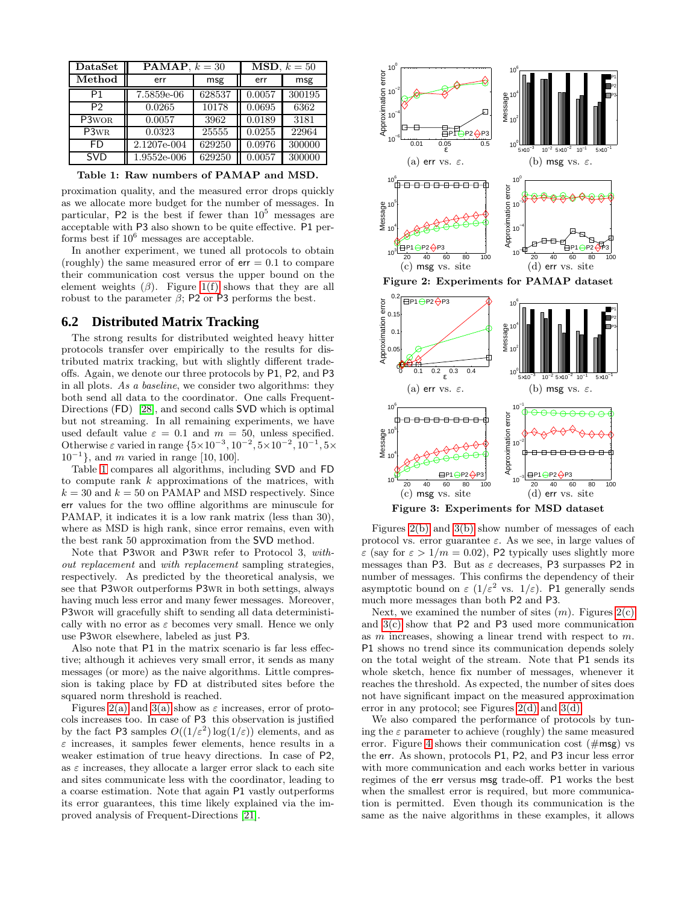| DataSet | PAMAP, $k = 30$ | | MSD, $k = 50$ | |
|---|---|---|---|---|
| Method | err | msg | err | msg |
| P1 | 7.5859e-06 | 628537 | 0.0057 | 300195 |
| P2 | 0.0265 | 10178 | 0.0695 | 6362 |
| P3WOR | 0.0057 | 3962 | 0.0189 | 3181 |
| P3WR | 0.0323 | 25555 | 0.0255 | 22964 |
| FD | 2.1207e-004 | 629250 | 0.0976 | 300000 |
| SVD | 1.9552e-006 | 629250 | 0.0057 | 300000 |

**Table 1: Raw numbers of PAMAP and MSD.**

proximation quality, and the measured error drops quickly as we allocate more budget for the number of messages. In particular, P2 is the best if fewer than $10^5$ messages are acceptable with P3 also shown to be quite effective. P1 performs best if $10^6$ messages are acceptable.

In another experiment, we tuned all protocols to obtain (roughly) the same measured error of err $= 0.1$ to compare their communication cost versus the upper bound on the element weights ($\beta$). Figure 1(f) shows that they are all robust to the parameter $\beta$; P2 or P3 performs the best.

## 6.2 Distributed Matrix Tracking

The strong results for distributed weighted heavy hitter protocols transfer over empirically to the results for distributed matrix tracking, but with slightly different trade-offs. Again, we denote our three protocols by P1, P2, and P3 in all plots. *As a baseline*, we consider two algorithms: they both send all data to the coordinator. One calls Frequent-Directions (FD) [28], and second calls SVD which is optimal but not streaming. In all remaining experiments, we have used default value $\varepsilon = 0.1$ and $m = 50$, unless specified. Otherwise $\varepsilon$ varied in range $\{5\times10^{-3}, 10^{-2}, 5\times10^{-2}, 10^{-1}, 5\times 10^{-1}\}$, and $m$ varied in range $[10, 100]$.

Table 1 compares all algorithms, including SVD and FD to compute rank $k$ approximations of the matrices, with $k = 30$ and $k = 50$ on PAMAP and MSD respectively. Since err values for the two offline algorithms are minuscule for PAMAP, it indicates it is a low rank matrix (less than 30), where as MSD is high rank, since error remains, even with the best rank 50 approximation from the SVD method.

Note that P3WOR and P3WR refer to Protocol 3, *without replacement* and *with replacement* sampling strategies, respectively. As predicted by the theoretical analysis, we see that P3WOR outperforms P3WR in both settings, always having much less error and many fewer messages. Moreover, P3WOR will gracefully shift to sending all data deterministically with no error as $\varepsilon$ becomes very small. Hence we only use P3WOR elsewhere, labeled as just P3.

Also note that P1 in the matrix scenario is far less effective; although it achieves very small error, it sends as many messages (or more) as the naive algorithms. Little compression is taking place by FD at distributed sites before the squared norm threshold is reached.

Figures 2(a) and 3(a) show as $\varepsilon$ increases, error of protocols increases too. In case of P3 this observation is justified by the fact P3 samples $O((1/\varepsilon^2)\log(1/\varepsilon))$ elements, and as $\varepsilon$ increases, it samples fewer elements, hence results in a weaker estimation of true heavy directions. In case of P2, as $\varepsilon$ increases, they allocate a larger error slack to each site and sites communicate less with the coordinator, leading to a coarse estimation. Note that again P1 vastly outperforms its error guarantees, this time likely explained via the improved analysis of Frequent-Directions [21].

(a) err vs. $\varepsilon$. (b) msg vs. $\varepsilon$. (c) msg vs. site (d) err vs. site

**Figure 2: Experiments for PAMAP dataset**

(a) err vs. $\varepsilon$. (b) msg vs. $\varepsilon$. (c) msg vs. site (d) err vs. site

**Figure 3: Experiments for MSD dataset**

Figures 2(b) and 3(b) show number of messages of each protocol vs. error guarantee $\varepsilon$. As we see, in large values of $\varepsilon$ (say for $\varepsilon > 1/m = 0.02$), P2 typically uses slightly more messages than P3. But as $\varepsilon$ decreases, P3 surpasses P2 in number of messages. This confirms the dependency of their asymptotic bound on $\varepsilon$ ($1/\varepsilon^2$ vs. $1/\varepsilon$). P1 generally sends much more messages than both P2 and P3.

Next, we examined the number of sites ($m$). Figures 2(c) and 3(c) show that P2 and P3 used more communication as $m$ increases, showing a linear trend with respect to $m$. P1 shows no trend since its communication depends solely on the total weight of the stream. Note that P1 sends its whole sketch, hence fix number of messages, whenever it reaches the threshold. As expected, the number of sites does not have significant impact on the measured approximation error in any protocol; see Figures 2(d) and 3(d).

We also compared the performance of protocols by tuning the $\varepsilon$ parameter to achieve (roughly) the same measured error. Figure 4 shows their communication cost (#msg) vs the err. As shown, protocols P1, P2, and P3 incur less error with more communication and each works better in various regimes of the err versus msg trade-off. P1 works the best when the smallest error is required, but more communication is permitted. Even though its communication is the same as the naive algorithms in these examples, it allows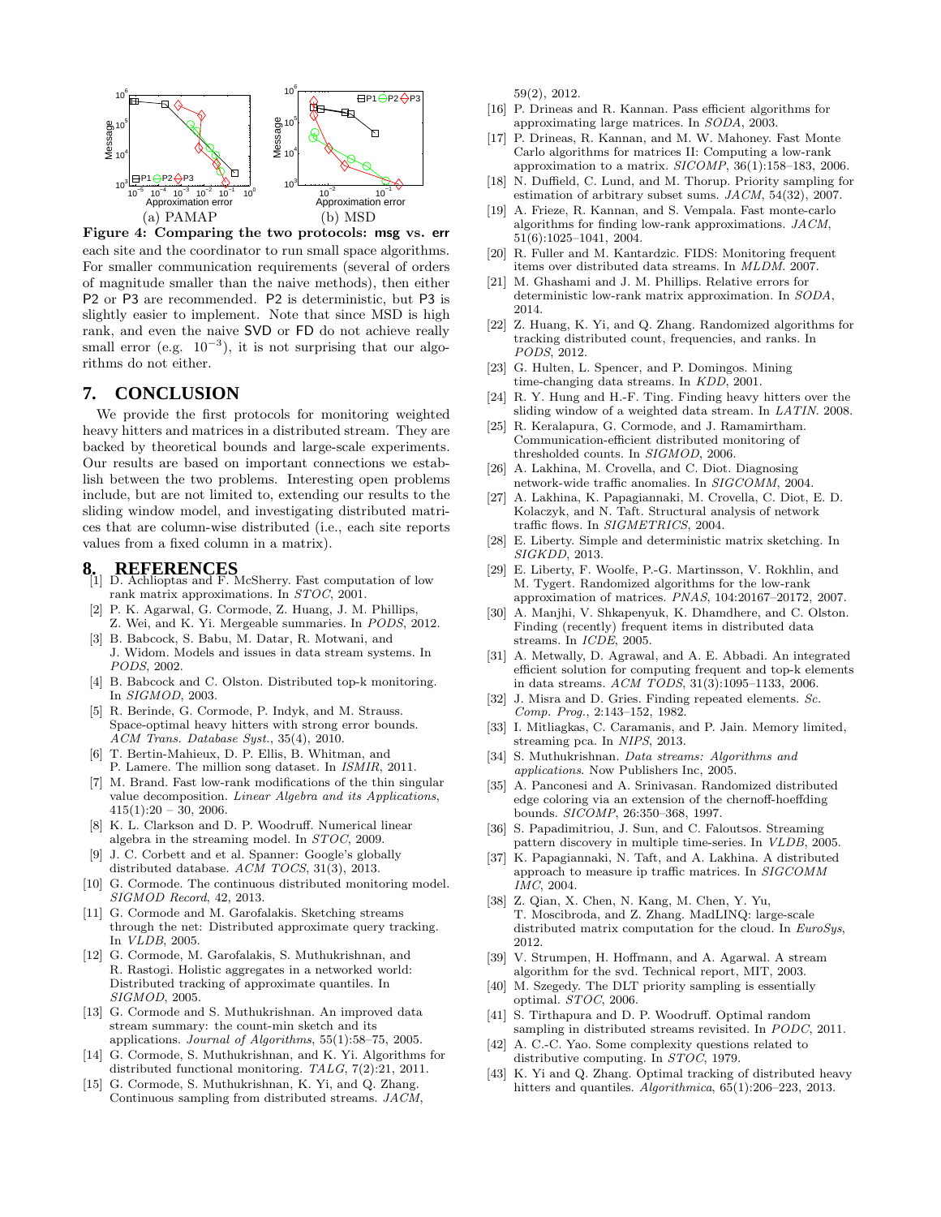(a) PAMAP (b) MSD

**Figure 4: Comparing the two protocols: msg vs. err**

each site and the coordinator to run small space algorithms. For smaller communication requirements (several of orders of magnitude smaller than the naive methods), then either P2 or P3 are recommended. P2 is deterministic, but P3 is slightly easier to implement. Note that since MSD is high rank, and even the naive SVD or FD do not achieve really small error (e.g. $10^{-3}$), it is not surprising that our algorithms do not either.

## 7. CONCLUSION

We provide the first protocols for monitoring weighted heavy hitters and matrices in a distributed stream. They are backed by theoretical bounds and large-scale experiments. Our results are based on important connections we establish between the two problems. Interesting open problems include, but are not limited to, extending our results to the sliding window model, and investigating distributed matrices that are column-wise distributed (i.e., each site reports values from a fixed column in a matrix).

## 8. REFERENCES

[1] D. Achlioptas and F. McSherry. Fast computation of low rank matrix approximations. In *STOC*, 2001.

[2] P. K. Agarwal, G. Cormode, Z. Huang, J. M. Phillips, Z. Wei, and K. Yi. Mergeable summaries. In *PODS*, 2012.

[3] B. Babcock, S. Babu, M. Datar, R. Motwani, and J. Widom. Models and issues in data stream systems. In *PODS*, 2002.

[4] B. Babcock and C. Olston. Distributed top-k monitoring. In *SIGMOD*, 2003.

[5] R. Berinde, G. Cormode, P. Indyk, and M. Strauss. Space-optimal heavy hitters with strong error bounds. *ACM Trans. Database Syst.*, 35(4), 2010.

[6] T. Bertin-Mahieux, D. P. Ellis, B. Whitman, and P. Lamere. The million song dataset. In *ISMIR*, 2011.

[7] M. Brand. Fast low-rank modifications of the thin singular value decomposition. *Linear Algebra and its Applications*, 415(1):20 – 30, 2006.

[8] K. L. Clarkson and D. P. Woodruff. Numerical linear algebra in the streaming model. In *STOC*, 2009.

[9] J. C. Corbett and et al. Spanner: Google's globally distributed database. *ACM TOCS*, 31(3), 2013.

[10] G. Cormode. The continuous distributed monitoring model. *SIGMOD Record*, 42, 2013.

[11] G. Cormode and M. Garofalakis. Sketching streams through the net: Distributed approximate query tracking. In *VLDB*, 2005.

[12] G. Cormode, M. Garofalakis, S. Muthukrishnan, and R. Rastogi. Holistic aggregates in a networked world: Distributed tracking of approximate quantiles. In *SIGMOD*, 2005.

[13] G. Cormode and S. Muthukrishnan. An improved data stream summary: the count-min sketch and its applications. *Journal of Algorithms*, 55(1):58–75, 2005.

[14] G. Cormode, S. Muthukrishnan, and K. Yi. Algorithms for distributed functional monitoring. *TALG*, 7(2):21, 2011.

[15] G. Cormode, S. Muthukrishnan, K. Yi, and Q. Zhang. Continuous sampling from distributed streams. *JACM*, 59(2), 2012.

[16] P. Drineas and R. Kannan. Pass efficient algorithms for approximating large matrices. In *SODA*, 2003.

[17] P. Drineas, R. Kannan, and M. W. Mahoney. Fast Monte Carlo algorithms for matrices II: Computing a low-rank approximation to a matrix. *SICOMP*, 36(1):158–183, 2006.

[18] N. Duffield, C. Lund, and M. Thorup. Priority sampling for estimation of arbitrary subset sums. *JACM*, 54(32), 2007.

[19] A. Frieze, R. Kannan, and S. Vempala. Fast monte-carlo algorithms for finding low-rank approximations. *JACM*, 51(6):1025–1041, 2004.

[20] R. Fuller and M. Kantardzic. FIDS: Monitoring frequent items over distributed data streams. In *MLDM*. 2007.

[21] M. Ghashami and J. M. Phillips. Relative errors for deterministic low-rank matrix approximation. In *SODA*, 2014.

[22] Z. Huang, K. Yi, and Q. Zhang. Randomized algorithms for tracking distributed count, frequencies, and ranks. In *PODS*, 2012.

[23] G. Hulten, L. Spencer, and P. Domingos. Mining time-changing data streams. In *KDD*, 2001.

[24] R. Y. Hung and H.-F. Ting. Finding heavy hitters over the sliding window of a weighted data stream. In *LATIN*. 2008.

[25] R. Keralapura, G. Cormode, and J. Ramamirtham. Communication-efficient distributed monitoring of thresholded counts. In *SIGMOD*, 2006.

[26] A. Lakhina, M. Crovella, and C. Diot. Diagnosing network-wide traffic anomalies. In *SIGCOMM*, 2004.

[27] A. Lakhina, K. Papagiannaki, M. Crovella, C. Diot, E. D. Kolaczyk, and N. Taft. Structural analysis of network traffic flows. In *SIGMETRICS*, 2004.

[28] E. Liberty. Simple and deterministic matrix sketching. In *SIGKDD*, 2013.

[29] E. Liberty, F. Woolfe, P.-G. Martinsson, V. Rokhlin, and M. Tygert. Randomized algorithms for the low-rank approximation of matrices. *PNAS*, 104:20167–20172, 2007.

[30] A. Manjhi, V. Shkapenyuk, K. Dhamdhere, and C. Olston. Finding (recently) frequent items in distributed data streams. In *ICDE*, 2005.

[31] A. Metwally, D. Agrawal, and A. E. Abbadi. An integrated efficient solution for computing frequent and top-k elements in data streams. *ACM TODS*, 31(3):1095–1133, 2006.

[32] J. Misra and D. Gries. Finding repeated elements. *Sc. Comp. Prog.*, 2:143–152, 1982.

[33] I. Mitliagkas, C. Caramanis, and P. Jain. Memory limited, streaming pca. In *NIPS*, 2013.

[34] S. Muthukrishnan. *Data streams: Algorithms and applications*. Now Publishers Inc, 2005.

[35] A. Panconesi and A. Srinivasan. Randomized distributed edge coloring via an extension of the chernoff-hoeffding bounds. *SICOMP*, 26:350–368, 1997.

[36] S. Papadimitriou, J. Sun, and C. Faloutsos. Streaming pattern discovery in multiple time-series. In *VLDB*, 2005.

[37] K. Papagiannaki, N. Taft, and A. Lakhina. A distributed approach to measure ip traffic matrices. In *SIGCOMM IMC*, 2004.

[38] Z. Qian, X. Chen, N. Kang, M. Chen, Y. Yu, T. Moscibroda, and Z. Zhang. MadLINQ: large-scale distributed matrix computation for the cloud. In *EuroSys*, 2012.

[39] V. Strumpen, H. Hoffmann, and A. Agarwal. A stream algorithm for the svd. Technical report, MIT, 2003.

[40] M. Szegedy. The DLT priority sampling is essentially optimal. *STOC*, 2006.

[41] S. Tirthapura and D. P. Woodruff. Optimal random sampling in distributed streams revisited. In *PODC*, 2011.

[42] A. C.-C. Yao. Some complexity questions related to distributive computing. In *STOC*, 1979.

[43] K. Yi and Q. Zhang. Optimal tracking of distributed heavy hitters and quantiles. *Algorithmica*, 65(1):206–223, 2013.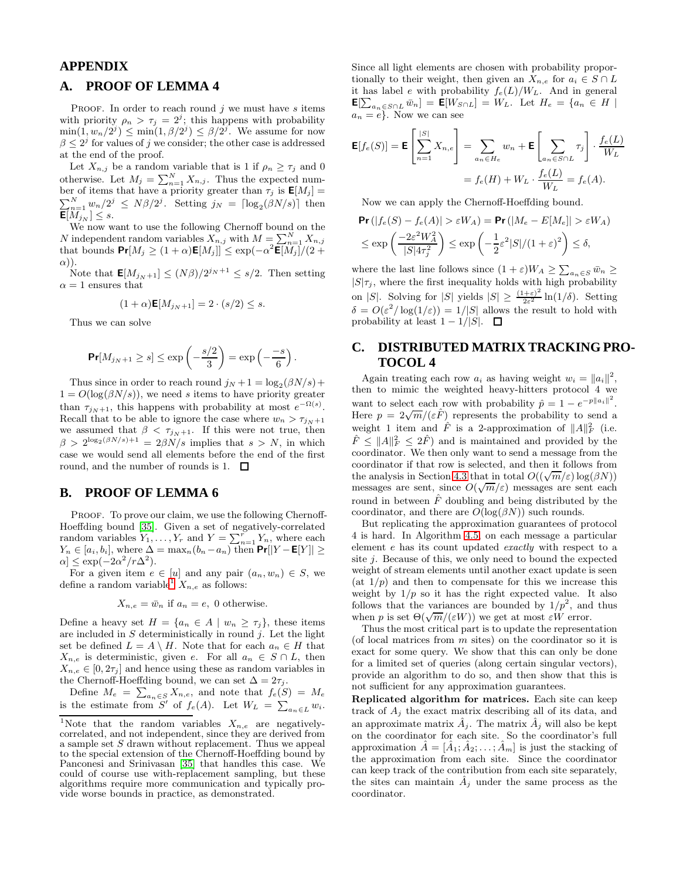## APPENDIX

## A. PROOF OF LEMMA 4

PROOF. In order to reach round $j$ we must have $s$ items with priority $\rho_n > \tau_j = 2^j$; this happens with probability $\min(1, w_n/2^j) \leq \min(1, \beta/2^j) \leq \beta/2^j$. We assume for now $\beta \leq 2^j$ for values of $j$ we consider; the other case is addressed at the end of the proof.

Let $X_{n,j}$ be a random variable that is 1 if $\rho_n \geq \tau_j$ and 0 otherwise. Let $M_j = \sum_{n=1}^{N} X_{n,j}$. Thus the expected number of items that have a priority greater than $\tau_j$ is $\mathbf{E}[M_j] = \sum_{n=1}^{N} w_n/2^j \leq N\beta/2^j$. Setting $j_N = \lceil \log_2(\beta N/s) \rceil$ then $\mathbf{E}[M_{j_N}] \leq s$.

We now want to use the following Chernoff bound on the $N$ independent random variables $X_{n,j}$ with $M = \sum_{n=1}^{N} X_{n,j}$ that bounds $\mathbf{Pr}[M_j \geq (1+\alpha)\mathbf{E}[M_j]] \leq \exp(-\alpha^2 \mathbf{E}[M_j]/(2+\alpha))$.

Note that $\mathbf{E}[M_{j_N+1}] \leq (N\beta)/2^{j_N+1} \leq s/2$. Then setting $\alpha = 1$ ensures that

$$(1+\alpha)\mathbf{E}[M_{j_N+1}] = 2 \cdot (s/2) \leq s.$$

Thus we can solve

$$\mathbf{Pr}[M_{j_N+1} \geq s] \leq \exp\left(-\frac{s/2}{3}\right) = \exp\left(\frac{-s}{6}\right).$$

Thus since in order to reach round $j_N + 1 = \log_2(\beta N/s) + 1 = O(\log(\beta N/s))$, we need $s$ items to have priority greater than $\tau_{j_N+1}$, this happens with probability at most $e^{-\Omega(s)}$. Recall that to be able to ignore the case where $w_n > \tau_{j_N+1}$ we assumed that $\beta < \tau_{j_N+1}$. If this were not true, then $\beta > 2^{\log_2(\beta N/s)+1} = 2\beta N/s$ implies that $s > N$, in which case we would send all elements before the end of the first round, and the number of rounds is 1. □

## B. PROOF OF LEMMA 6

PROOF. To prove our claim, we use the following Chernoff-Hoeffding bound [35]. Given a set of negatively-correlated random variables $Y_1, \ldots, Y_r$ and $Y = \sum_{n=1}^{r} Y_n$, where each $Y_n \in [a_i, b_i]$, where $\Delta = \max_n(b_n - a_n)$ then $\mathbf{Pr}[|Y - \mathbf{E}[Y]| \geq \alpha] \leq \exp(-2\alpha^2/r\Delta^2)$.

For a given item $e \in [u]$ and any pair $(a_n, w_n) \in S$, we define a random variable[1] $X_{n,e}$ as follows:

$$X_{n,e} = \bar{w}_n \text{ if } a_n = e, \text{ 0 otherwise.}$$

Define a heavy set $H = \{a_n \in A \mid w_n \geq \tau_j\}$, these items are included in $S$ deterministically in round $j$. Let the light set be defined $L = A \setminus H$. Note that for each $a_n \in H$ that $X_{n,e}$ is deterministic, given $e$. For all $a_n \in S \cap L$, then $X_{n,e} \in [0, 2\tau_j]$ and hence using these as random variables in the Chernoff-Hoeffding bound, we can set $\Delta = 2\tau_j$.

Define $M_e = \sum_{a_n \in S} X_{n,e}$, and note that $f_e(S) = M_e$ is the estimate from $S'$ of $f_e(A)$. Let $W_L = \sum_{a_n \in L} w_i$. Since all light elements are chosen with probability proportionally to their weight, then given an $X_{n,e}$ for $a_i \in S \cap L$ it has label $e$ with probability $f_e(L)/W_L$. And in general $\mathbf{E}[\sum_{a_n \in S \cap L} \bar{w}_n] = \mathbf{E}[W_{S \cap L}] = W_L$. Let $H_e = \{a_n \in H \mid a_n = e\}$. Now we can see

$$\mathbf{E}[f_e(S)] = \mathbf{E}\left[\sum_{n=1}^{|S|} X_{n,e}\right] = \sum_{a_n \in H_e} w_n + \mathbf{E}\left[\sum_{a_n \in S \cap L} \tau_j\right] \cdot \frac{f_e(L)}{W_L}$$
$$= f_e(H) + W_L \cdot \frac{f_e(L)}{W_L} = f_e(A).$$

Now we can apply the Chernoff-Hoeffding bound.

$$\mathbf{Pr}\left(|f_e(S) - f_e(A)| > \varepsilon W_A\right) = \mathbf{Pr}\left(|M_e - E[M_e]| > \varepsilon W_A\right)$$
$$\leq \exp\left(\frac{-2\varepsilon^2 W_A^2}{|S| 4\tau_j^2}\right) \leq \exp\left(-\frac{1}{2}\varepsilon^2 |S|/(1+\varepsilon)^2\right) \leq \delta,$$

where the last line follows since $(1+\varepsilon)W_A \geq \sum_{a_n \in S} \bar{w}_n \geq |S|\tau_j$, where the first inequality holds with high probability on $|S|$. Solving for $|S|$ yields $|S| \geq \frac{(1+\varepsilon)^2}{2\varepsilon^2} \ln(1/\delta)$. Setting $\delta = O(\varepsilon^2/\log(1/\varepsilon)) = 1/|S|$ allows the result to hold with probability at least $1 - 1/|S|$. □

[1] Note that the random variables $X_{n,e}$ are negatively-correlated, and not independent, since they are derived from a sample set $S$ drawn without replacement. Thus we appeal to the special extension of the Chernoff-Hoeffding bound by Panconesi and Srinivasan [35] that handles this case. We could of course use with-replacement sampling, but these algorithms require more communication and typically provide worse bounds in practice, as demonstrated.

## C. DISTRIBUTED MATRIX TRACKING PROTOCOL 4

Again treating each row $a_i$ as having weight $w_i = \|a_i\|^2$, then to mimic the weighted heavy-hitters protocol 4 we want to select each row with probability $\hat{p} = 1 - e^{-p\|a_i\|^2}$. Here $p = 2\sqrt{m}/(\varepsilon \hat{F})$ represents the probability to send a weight 1 item and $\hat{F}$ is a 2-approximation of $\|A\|_F^2$ (i.e. $\hat{F} \leq \|A\|_F^2 \leq 2\hat{F}$) and is maintained and provided by the coordinator. We then only want to send a message from the coordinator if that row is selected, and then it follows from the analysis in Section 4.3 that in total $O((\sqrt{m}/\varepsilon)\log(\beta N))$ messages are sent, since $O(\sqrt{m}/\varepsilon)$ messages are sent each round in between $\hat{F}$ doubling and being distributed by the coordinator, and there are $O(\log(\beta N))$ such rounds.

But replicating the approximation guarantees of protocol 4 is hard. In Algorithm 4.5, on each message a particular element $e$ has its count updated *exactly* with respect to a site $j$. Because of this, we only need to bound the expected weight of stream elements until another exact update is seen (at $1/p$) and then to compensate for this we increase this weight by $1/p$ so it has the right expected value. It also follows that the variances are bounded by $1/p^2$, and thus when $p$ is set $\Theta(\sqrt{m}/(\varepsilon W))$ we get at most $\varepsilon W$ error.

Thus the most critical part is to update the representation (of local matrices from $m$ sites) on the coordinator so it is exact for some query. We show that this can only be done for a limited set of queries (along certain singular vectors), provide an algorithm to do so, and then show that this is not sufficient for any approximation guarantees.

**Replicated algorithm for matrices.** Each site can keep track of $A_j$ the exact matrix describing all of its data, and an approximate matrix $\hat{A}_j$. The matrix $\hat{A}_j$ will also be kept on the coordinator for each site. So the coordinator's full approximation $\hat{A} = [\hat{A}_1; \hat{A}_2; \ldots; \hat{A}_m]$ is just the stacking of the approximation from each site. Since the coordinator can keep track of the contribution from each site separately, the sites can maintain $\hat{A}_j$ under the same process as the coordinator.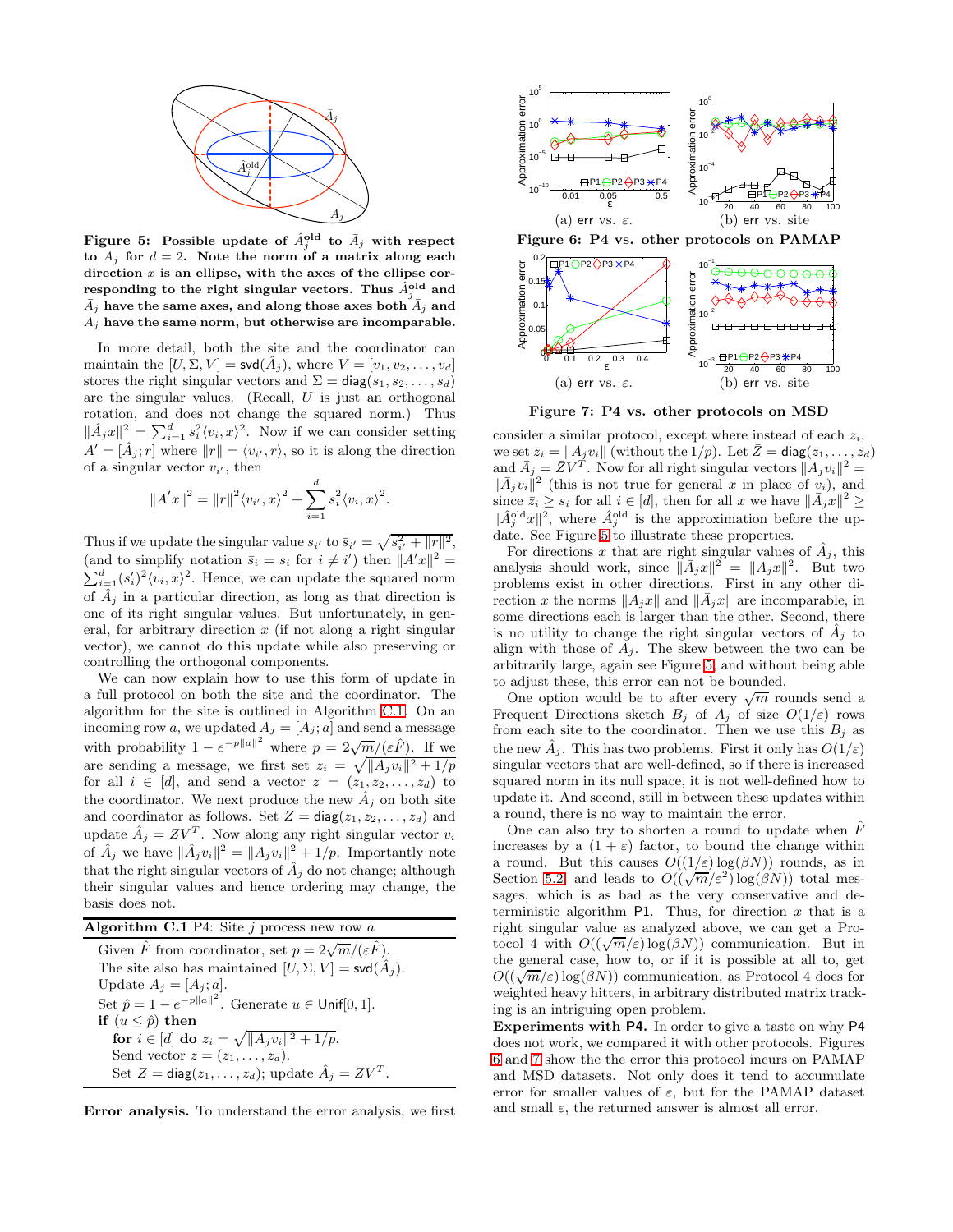$\bar{A}_j$

$\hat{A}_j^{\text{old}}$

$A_j$

**Figure 5: Possible update of $\hat{A}_j^{\text{old}}$ to $\bar{A}_j$ with respect to $A_j$ for $d = 2$. Note the norm of a matrix along each direction $x$ is an ellipse, with the axes of the ellipse corresponding to the right singular vectors. Thus $\hat{A}_j^{\text{old}}$ and $\bar{A}_j$ have the same axes, and along those axes both $\bar{A}_j$ and $A_j$ have the same norm, but otherwise are incomparable.**

In more detail, both the site and the coordinator can maintain the $[U, \Sigma, V] = \mathsf{svd}(\hat{A}_j)$, where $V = [v_1, v_2, \ldots, v_d]$ stores the right singular vectors and $\Sigma = \mathsf{diag}(s_1, s_2, \ldots, s_d)$ are the singular values. (Recall, $U$ is just an orthogonal rotation, and does not change the squared norm.) Thus $\|\hat{A}_j x\|^2 = \sum_{i=1}^d s_i^2 \langle v_i, x\rangle^2$. Now if we can consider setting $A' = [\hat{A}_j; r]$ where $\|r\| = \langle v_{i'}, r\rangle$, so it is along the direction of a singular vector $v_{i'}$, then

$$\|A'x\|^2 = \|r\|^2 \langle v_{i'}, x\rangle^2 + \sum_{i=1}^d s_i^2 \langle v_i, x\rangle^2.$$

Thus if we update the singular value $s_{i'}$ to $\bar{s}_{i'} = \sqrt{s_{i'}^2 + \|r\|^2}$, (and to simplify notation $\bar{s}_i = s_i$ for $i \neq i'$) then $\|A'x\|^2 = \sum_{i=1}^d (s_i')^2 \langle v_i, x\rangle^2$. Hence, we can update the squared norm of $\hat{A}_j$ in a particular direction, as long as that direction is one of its right singular values. But unfortunately, in general, for arbitrary direction $x$ (if not along a right singular vector), we cannot do this update while also preserving or controlling the orthogonal components.

We can now explain how to use this form of update in a full protocol on both the site and the coordinator. The algorithm for the site is outlined in Algorithm C.1. On an incoming row $a$, we updated $A_j = [A_j; a]$ and send a message with probability $1 - e^{-p\|a\|^2}$ where $p = 2\sqrt{m}/(\varepsilon \hat{F})$. If we are sending a message, we first set $z_i = \sqrt{\|A_j v_i\|^2 + 1/p}$ for all $i \in [d]$, and send a vector $z = (z_1, z_2, \ldots, z_d)$ to the coordinator. We next produce the new $\hat{A}_j$ on both site and coordinator as follows. Set $Z = \mathsf{diag}(z_1, z_2, \ldots, z_d)$ and update $\hat{A}_j = ZV^T$. Now along any right singular vector $v_i$ of $\hat{A}_j$ we have $\|\hat{A}_j v_i\|^2 = \|A_j v_i\|^2 + 1/p$. Importantly note that the right singular vectors of $\hat{A}_j$ do not change; although their singular values and hence ordering may change, the basis does not.

**Algorithm C.1** P4: Site $j$ process new row $a$

> Given $\hat{F}$ from coordinator, set $p = 2\sqrt{m}/(\varepsilon\hat{F})$.
> The site also has maintained $[U, \Sigma, V] = \mathsf{svd}(\hat{A}_j)$.
> Update $A_j = [A_j; a]$.
> Set $\hat{p} = 1 - e^{-p\|a\|^2}$. Generate $u \in \mathsf{Unif}[0, 1]$.
> **if** $(u \le \hat{p})$ **then**
> &nbsp;&nbsp;&nbsp;&nbsp;**for** $i \in [d]$ **do** $z_i = \sqrt{\|A_j v_i\|^2 + 1/p}$.
> &nbsp;&nbsp;&nbsp;&nbsp;Send vector $z = (z_1, \ldots, z_d)$.
> &nbsp;&nbsp;&nbsp;&nbsp;Set $Z = \mathsf{diag}(z_1, \ldots, z_d)$; update $\hat{A}_j = ZV^T$.

**Error analysis.** To understand the error analysis, we first consider a similar protocol, except where instead of each $z_i$, we set $\bar{z}_i = \|A_j v_i\|$ (without the $1/p$). Let $\bar{Z} = \mathsf{diag}(\bar{z}_1, \ldots, \bar{z}_d)$ and $\bar{A}_j = \bar{Z}V^T$. Now for all right singular vectors $\|A_j v_i\|^2 = \|\bar{A}_j v_i\|^2$ (this is not true for general $x$ in place of $v_i$), and since $\bar{z}_i \ge s_i$ for all $i \in [d]$, then for all $x$ we have $\|\bar{A}_j x\|^2 \ge \|\hat{A}_j^{\text{old}} x\|^2$, where $\hat{A}_j^{\text{old}}$ is the approximation before the update. See Figure 5 to illustrate these properties.

For directions $x$ that are right singular values of $\hat{A}_j$, this analysis should work, since $\|\bar{A}_j x\|^2 = \|A_j x\|^2$. But two problems exist in other directions. First in any other direction $x$ the norms $\|A_j x\|$ and $\|\bar{A}_j x\|$ are incomparable, in some directions each is larger than the other. Second, there is no utility to change the right singular vectors of $\hat{A}_j$ to align with those of $A_j$. The skew between the two can be arbitrarily large, again see Figure 5, and without being able to adjust these, this error can not be bounded.

One option would be to after every $\sqrt{m}$ rounds send a Frequent Directions sketch $B_j$ of $A_j$ of size $O(1/\varepsilon)$ rows from each site to the coordinator. Then we use this $B_j$ as the new $\hat{A}_j$. This has two problems. First it only has $O(1/\varepsilon)$ singular vectors that are well-defined, so if there is increased squared norm in its null space, it is not well-defined how to update it. And second, still in between these updates within a round, there is no way to maintain the error.

One can also try to shorten a round to update when $\hat{F}$ increases by a $(1 + \varepsilon)$ factor, to bound the change within a round. But this causes $O((1/\varepsilon)\log(\beta N))$ rounds, as in Section 5.2, and leads to $O((\sqrt{m}/\varepsilon^2)\log(\beta N))$ total messages, which is as bad as the very conservative and deterministic algorithm P1. Thus, for direction $x$ that is a right singular value as analyzed above, we can get a Protocol 4 with $O((\sqrt{m}/\varepsilon)\log(\beta N))$ communication. But in the general case, how to, or if it is possible at all to, get $O((\sqrt{m}/\varepsilon)\log(\beta N))$ communication, as Protocol 4 does for weighted heavy hitters, in arbitrary distributed matrix tracking is an intriguing open problem.

**Experiments with P4.** In order to give a taste on why P4 does not work, we compared it with other protocols. Figures 6 and 7 show the the error this protocol incurs on PAMAP and MSD datasets. Not only does it tend to accumulate error for smaller values of $\varepsilon$, but for the PAMAP dataset and small $\varepsilon$, the returned answer is almost all error.

Approximation error
10^5
10^0
10^-5
10^-10
P1 P2 P3 P4
0.01 0.05 0.5
ε

(a) err vs. ε.

Approximation error
10^0
10^-2
10^-4
10^-6
P1 P2 P3 P4
20 40 60 80 100

(b) err vs. site

**Figure 6: P4 vs. other protocols on PAMAP**

Approximation error
0.2
0.15
0.1
0.05
0
P1 P2 P3 P4
0 0.1 0.2 0.3 0.4
ε

(a) err vs. ε.

Approximation error
10^-1
10^-2
10^-3
P1 P2 P3 P4
20 40 60 80 100

(b) err vs. site

**Figure 7: P4 vs. other protocols on MSD**